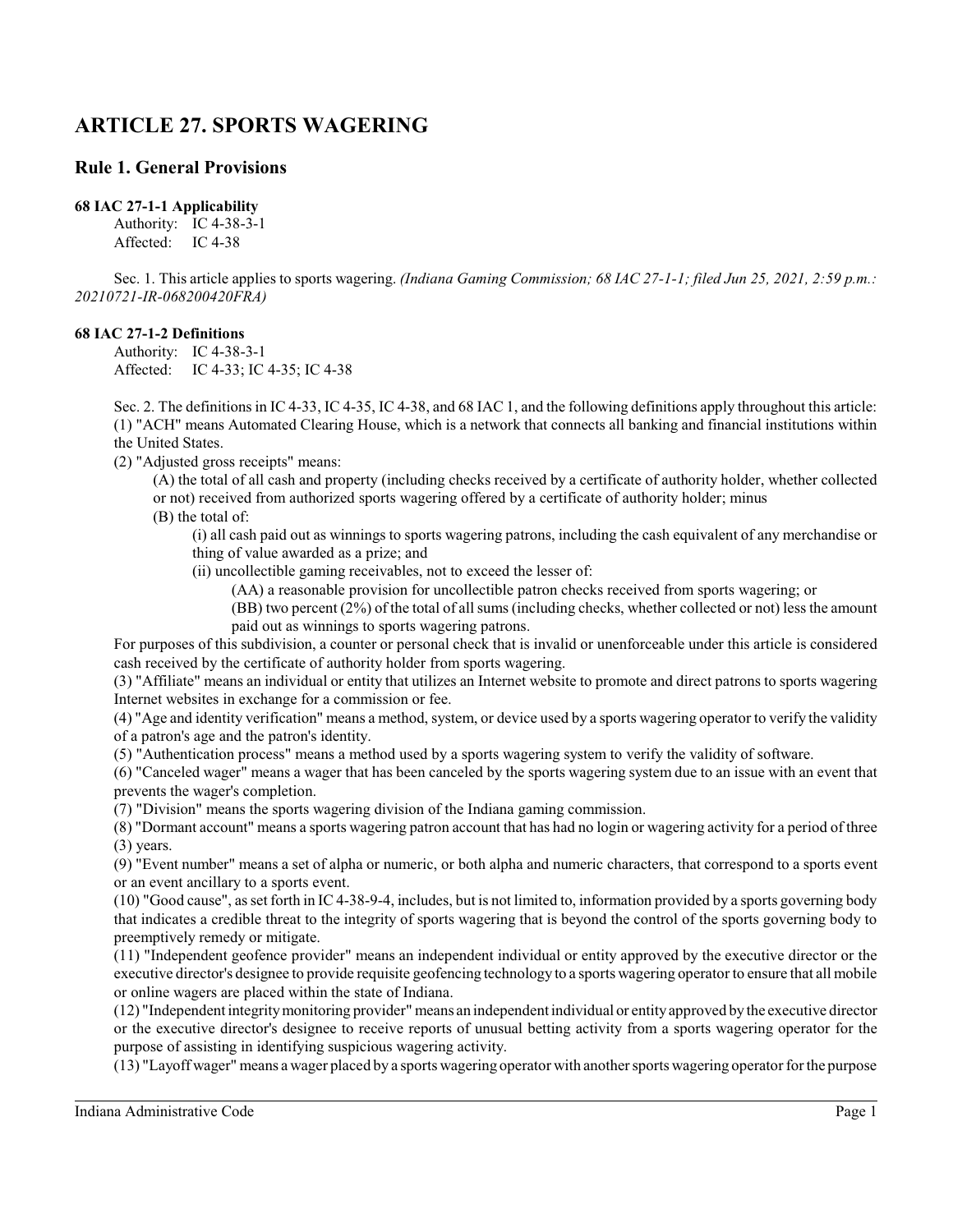# ARTICLE 27. SPORTS WAGERING

## Rule 1. General Provisions

### 68 IAC 27-1-1 Applicability

Authority: IC 4-38-3-1
Affected: IC 4-38

Sec. 1. This article applies to sports wagering. *(Indiana Gaming Commission; 68 IAC 27-1-1; filed Jun 25, 2021, 2:59 p.m.: 20210721-IR-068200420FRA)*

### 68 IAC 27-1-2 Definitions

Authority: IC 4-38-3-1
Affected: IC 4-33; IC 4-35; IC 4-38

Sec. 2. The definitions in IC 4-33, IC 4-35, IC 4-38, and 68 IAC 1, and the following definitions apply throughout this article:

(1) "ACH" means Automated Clearing House, which is a network that connects all banking and financial institutions within the United States.

(2) "Adjusted gross receipts" means:

(A) the total of all cash and property (including checks received by a certificate of authority holder, whether collected or not) received from authorized sports wagering offered by a certificate of authority holder; minus

(B) the total of:

(i) all cash paid out as winnings to sports wagering patrons, including the cash equivalent of any merchandise or thing of value awarded as a prize; and

(ii) uncollectible gaming receivables, not to exceed the lesser of:

(AA) a reasonable provision for uncollectible patron checks received from sports wagering; or

(BB) two percent (2%) of the total of all sums (including checks, whether collected or not) less the amount paid out as winnings to sports wagering patrons.

For purposes of this subdivision, a counter or personal check that is invalid or unenforceable under this article is considered cash received by the certificate of authority holder from sports wagering.

(3) "Affiliate" means an individual or entity that utilizes an Internet website to promote and direct patrons to sports wagering Internet websites in exchange for a commission or fee.

(4) "Age and identity verification" means a method, system, or device used by a sports wagering operator to verify the validity of a patron's age and the patron's identity.

(5) "Authentication process" means a method used by a sports wagering system to verify the validity of software.

(6) "Canceled wager" means a wager that has been canceled by the sports wagering system due to an issue with an event that prevents the wager's completion.

(7) "Division" means the sports wagering division of the Indiana gaming commission.

(8) "Dormant account" means a sports wagering patron account that has had no login or wagering activity for a period of three (3) years.

(9) "Event number" means a set of alpha or numeric, or both alpha and numeric characters, that correspond to a sports event or an event ancillary to a sports event.

(10) "Good cause", as set forth in IC 4-38-9-4, includes, but is not limited to, information provided by a sports governing body that indicates a credible threat to the integrity of sports wagering that is beyond the control of the sports governing body to preemptively remedy or mitigate.

(11) "Independent geofence provider" means an independent individual or entity approved by the executive director or the executive director's designee to provide requisite geofencing technology to a sports wagering operator to ensure that all mobile or online wagers are placed within the state of Indiana.

(12) "Independent integrity monitoring provider" means an independent individual or entity approved by the executive director or the executive director's designee to receive reports of unusual betting activity from a sports wagering operator for the purpose of assisting in identifying suspicious wagering activity.

(13) "Layoff wager" means a wager placed by a sports wagering operator with another sports wagering operator for the purpose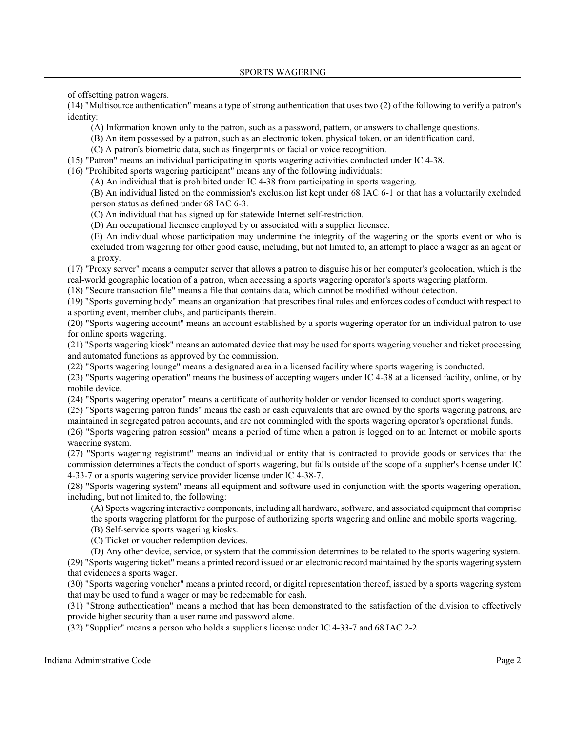of offsetting patron wagers.

(14) "Multisource authentication" means a type of strong authentication that uses two (2) of the following to verify a patron's identity:

(A) Information known only to the patron, such as a password, pattern, or answers to challenge questions.

(B) An item possessed by a patron, such as an electronic token, physical token, or an identification card.

(C) A patron's biometric data, such as fingerprints or facial or voice recognition.

(15) "Patron" means an individual participating in sports wagering activities conducted under IC 4-38.

(16) "Prohibited sports wagering participant" means any of the following individuals:

(A) An individual that is prohibited under IC 4-38 from participating in sports wagering.

(B) An individual listed on the commission's exclusion list kept under 68 IAC 6-1 or that has a voluntarily excluded person status as defined under 68 IAC 6-3.

(C) An individual that has signed up for statewide Internet self-restriction.

(D) An occupational licensee employed by or associated with a supplier licensee.

(E) An individual whose participation may undermine the integrity of the wagering or the sports event or who is excluded from wagering for other good cause, including, but not limited to, an attempt to place a wager as an agent or a proxy.

(17) "Proxy server" means a computer server that allows a patron to disguise his or her computer's geolocation, which is the real-world geographic location of a patron, when accessing a sports wagering operator's sports wagering platform.

(18) "Secure transaction file" means a file that contains data, which cannot be modified without detection.

(19) "Sports governing body" means an organization that prescribes final rules and enforces codes of conduct with respect to a sporting event, member clubs, and participants therein.

(20) "Sports wagering account" means an account established by a sports wagering operator for an individual patron to use for online sports wagering.

(21) "Sports wagering kiosk" means an automated device that may be used for sports wagering voucher and ticket processing and automated functions as approved by the commission.

(22) "Sports wagering lounge" means a designated area in a licensed facility where sports wagering is conducted.

(23) "Sports wagering operation" means the business of accepting wagers under IC 4-38 at a licensed facility, online, or by mobile device.

(24) "Sports wagering operator" means a certificate of authority holder or vendor licensed to conduct sports wagering.

(25) "Sports wagering patron funds" means the cash or cash equivalents that are owned by the sports wagering patrons, are maintained in segregated patron accounts, and are not commingled with the sports wagering operator's operational funds.

(26) "Sports wagering patron session" means a period of time when a patron is logged on to an Internet or mobile sports wagering system.

(27) "Sports wagering registrant" means an individual or entity that is contracted to provide goods or services that the commission determines affects the conduct of sports wagering, but falls outside of the scope of a supplier's license under IC 4-33-7 or a sports wagering service provider license under IC 4-38-7.

(28) "Sports wagering system" means all equipment and software used in conjunction with the sports wagering operation, including, but not limited to, the following:

(A) Sports wagering interactive components, including all hardware, software, and associated equipment that comprise the sports wagering platform for the purpose of authorizing sports wagering and online and mobile sports wagering.

(B) Self-service sports wagering kiosks.

(C) Ticket or voucher redemption devices.

(D) Any other device, service, or system that the commission determines to be related to the sports wagering system.

(29) "Sports wagering ticket" means a printed record issued or an electronic record maintained by the sports wagering system that evidences a sports wager.

(30) "Sports wagering voucher" means a printed record, or digital representation thereof, issued by a sports wagering system that may be used to fund a wager or may be redeemable for cash.

(31) "Strong authentication" means a method that has been demonstrated to the satisfaction of the division to effectively provide higher security than a user name and password alone.

(32) "Supplier" means a person who holds a supplier's license under IC 4-33-7 and 68 IAC 2-2.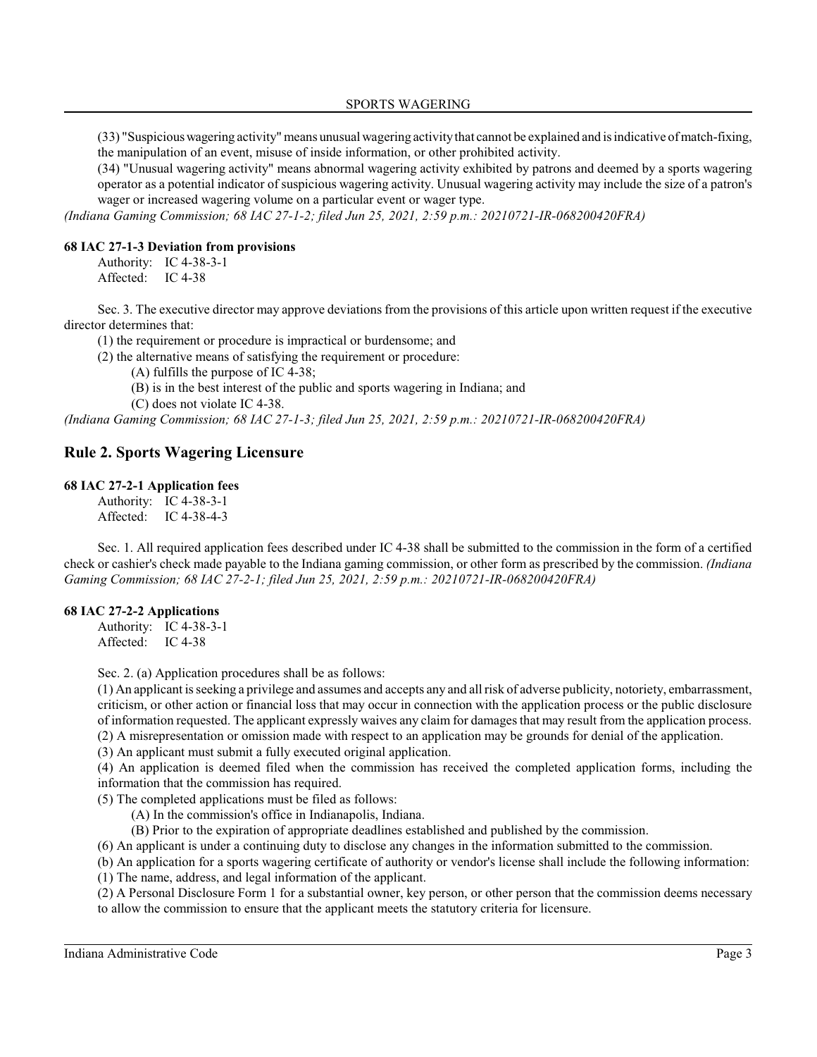(33) "Suspicious wagering activity" means unusual wagering activity that cannot be explained and is indicative of match-fixing, the manipulation of an event, misuse of inside information, or other prohibited activity.

(34) "Unusual wagering activity" means abnormal wagering activity exhibited by patrons and deemed by a sports wagering operator as a potential indicator of suspicious wagering activity. Unusual wagering activity may include the size of a patron's wager or increased wagering volume on a particular event or wager type.

*(Indiana Gaming Commission; 68 IAC 27-1-2; filed Jun 25, 2021, 2:59 p.m.: 20210721-IR-068200420FRA)*

#### 68 IAC 27-1-3 Deviation from provisions

Authority: IC 4-38-3-1
Affected: IC 4-38

Sec. 3. The executive director may approve deviations from the provisions of this article upon written request if the executive director determines that:

(1) the requirement or procedure is impractical or burdensome; and

(2) the alternative means of satisfying the requirement or procedure:

(A) fulfills the purpose of IC 4-38;

(B) is in the best interest of the public and sports wagering in Indiana; and

(C) does not violate IC 4-38.

*(Indiana Gaming Commission; 68 IAC 27-1-3; filed Jun 25, 2021, 2:59 p.m.: 20210721-IR-068200420FRA)*

## Rule 2. Sports Wagering Licensure

#### 68 IAC 27-2-1 Application fees

Authority: IC 4-38-3-1
Affected: IC 4-38-4-3

Sec. 1. All required application fees described under IC 4-38 shall be submitted to the commission in the form of a certified check or cashier's check made payable to the Indiana gaming commission, or other form as prescribed by the commission. *(Indiana Gaming Commission; 68 IAC 27-2-1; filed Jun 25, 2021, 2:59 p.m.: 20210721-IR-068200420FRA)*

#### 68 IAC 27-2-2 Applications

Authority: IC 4-38-3-1
Affected: IC 4-38

Sec. 2. (a) Application procedures shall be as follows:

(1) An applicant is seeking a privilege and assumes and accepts any and all risk of adverse publicity, notoriety, embarrassment, criticism, or other action or financial loss that may occur in connection with the application process or the public disclosure of information requested. The applicant expressly waives any claim for damages that may result from the application process.

(2) A misrepresentation or omission made with respect to an application may be grounds for denial of the application.

(3) An applicant must submit a fully executed original application.

(4) An application is deemed filed when the commission has received the completed application forms, including the information that the commission has required.

(5) The completed applications must be filed as follows:

(A) In the commission's office in Indianapolis, Indiana.

(B) Prior to the expiration of appropriate deadlines established and published by the commission.

(6) An applicant is under a continuing duty to disclose any changes in the information submitted to the commission.

(b) An application for a sports wagering certificate of authority or vendor's license shall include the following information:

(1) The name, address, and legal information of the applicant.

(2) A Personal Disclosure Form 1 for a substantial owner, key person, or other person that the commission deems necessary to allow the commission to ensure that the applicant meets the statutory criteria for licensure.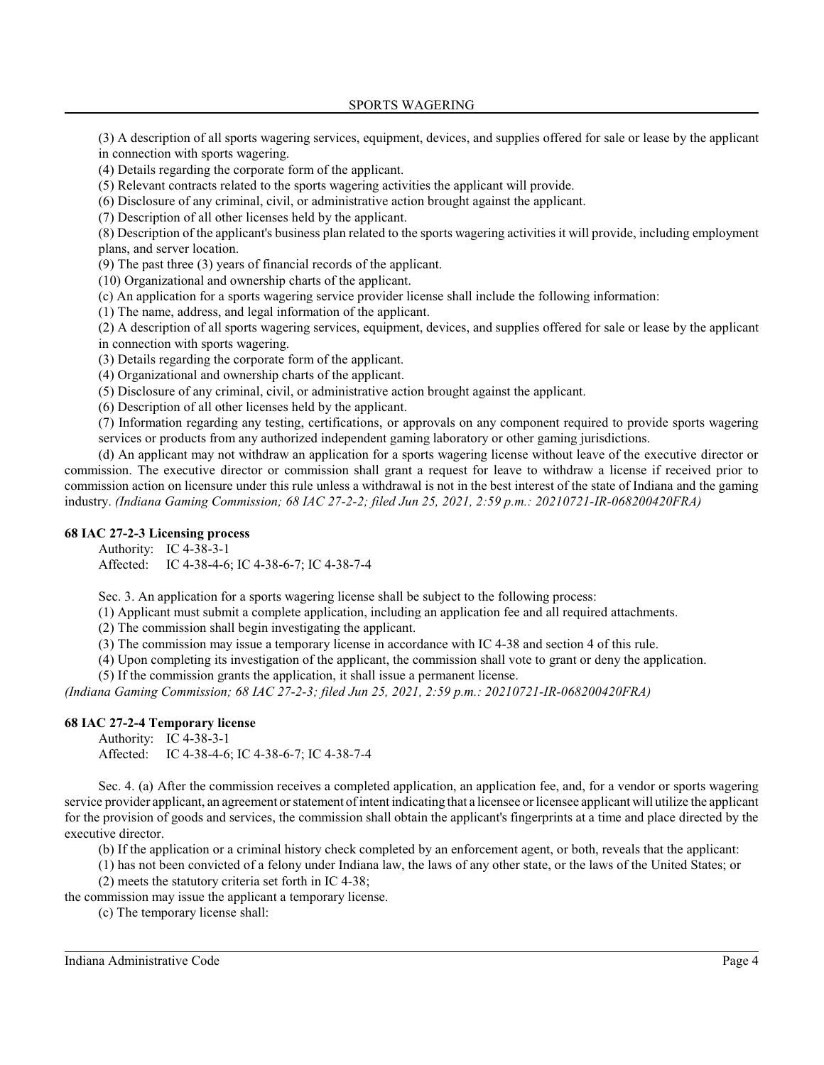(3) A description of all sports wagering services, equipment, devices, and supplies offered for sale or lease by the applicant in connection with sports wagering.

(4) Details regarding the corporate form of the applicant.

(5) Relevant contracts related to the sports wagering activities the applicant will provide.

(6) Disclosure of any criminal, civil, or administrative action brought against the applicant.

(7) Description of all other licenses held by the applicant.

(8) Description of the applicant's business plan related to the sports wagering activities it will provide, including employment plans, and server location.

(9) The past three (3) years of financial records of the applicant.

(10) Organizational and ownership charts of the applicant.

(c) An application for a sports wagering service provider license shall include the following information:

(1) The name, address, and legal information of the applicant.

(2) A description of all sports wagering services, equipment, devices, and supplies offered for sale or lease by the applicant in connection with sports wagering.

(3) Details regarding the corporate form of the applicant.

(4) Organizational and ownership charts of the applicant.

(5) Disclosure of any criminal, civil, or administrative action brought against the applicant.

(6) Description of all other licenses held by the applicant.

(7) Information regarding any testing, certifications, or approvals on any component required to provide sports wagering services or products from any authorized independent gaming laboratory or other gaming jurisdictions.

(d) An applicant may not withdraw an application for a sports wagering license without leave of the executive director or commission. The executive director or commission shall grant a request for leave to withdraw a license if received prior to commission action on licensure under this rule unless a withdrawal is not in the best interest of the state of Indiana and the gaming industry. *(Indiana Gaming Commission; 68 IAC 27-2-2; filed Jun 25, 2021, 2:59 p.m.: 20210721-IR-068200420FRA)*

### 68 IAC 27-2-3 Licensing process

Authority: IC 4-38-3-1
Affected: IC 4-38-4-6; IC 4-38-6-7; IC 4-38-7-4

Sec. 3. An application for a sports wagering license shall be subject to the following process:

(1) Applicant must submit a complete application, including an application fee and all required attachments.

(2) The commission shall begin investigating the applicant.

(3) The commission may issue a temporary license in accordance with IC 4-38 and section 4 of this rule.

(4) Upon completing its investigation of the applicant, the commission shall vote to grant or deny the application.

(5) If the commission grants the application, it shall issue a permanent license.

*(Indiana Gaming Commission; 68 IAC 27-2-3; filed Jun 25, 2021, 2:59 p.m.: 20210721-IR-068200420FRA)*

### 68 IAC 27-2-4 Temporary license

Authority: IC 4-38-3-1
Affected: IC 4-38-4-6; IC 4-38-6-7; IC 4-38-7-4

Sec. 4. (a) After the commission receives a completed application, an application fee, and, for a vendor or sports wagering service provider applicant, an agreement or statement of intent indicating that a licensee or licensee applicant will utilize the applicant for the provision of goods and services, the commission shall obtain the applicant's fingerprints at a time and place directed by the executive director.

(b) If the application or a criminal history check completed by an enforcement agent, or both, reveals that the applicant:

(1) has not been convicted of a felony under Indiana law, the laws of any other state, or the laws of the United States; or

(2) meets the statutory criteria set forth in IC 4-38;

the commission may issue the applicant a temporary license.

(c) The temporary license shall: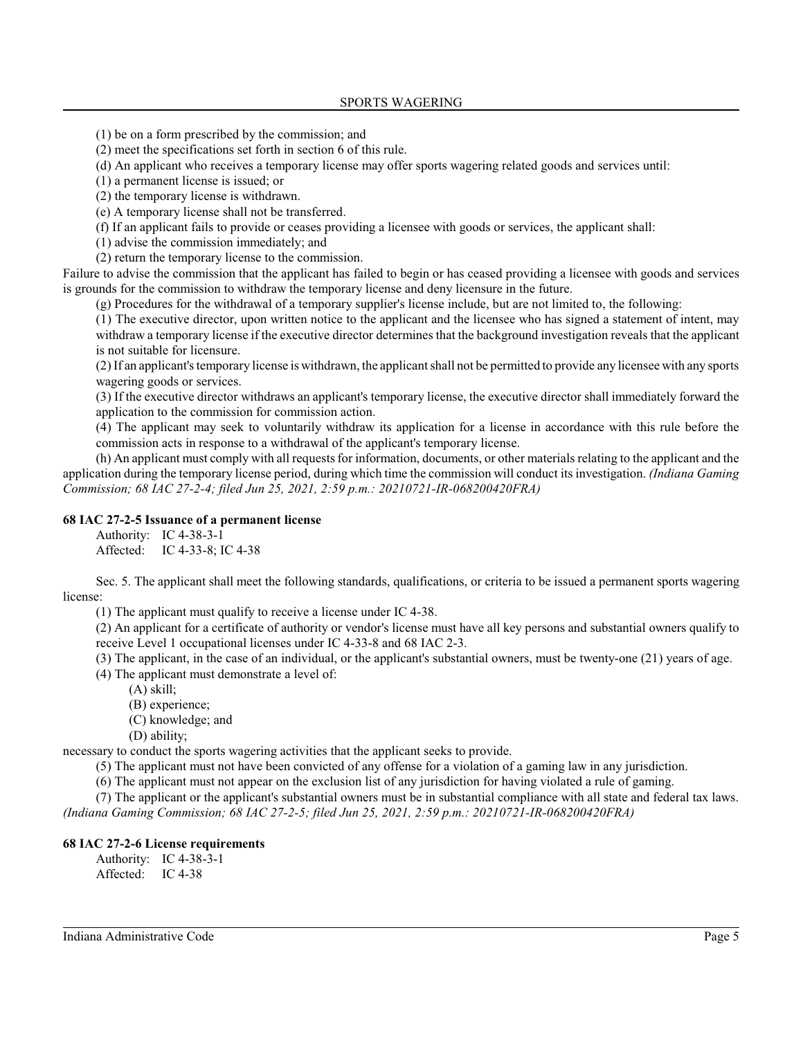(1) be on a form prescribed by the commission; and

(2) meet the specifications set forth in section 6 of this rule.

(d) An applicant who receives a temporary license may offer sports wagering related goods and services until:

(1) a permanent license is issued; or

(2) the temporary license is withdrawn.

(e) A temporary license shall not be transferred.

(f) If an applicant fails to provide or ceases providing a licensee with goods or services, the applicant shall:

(1) advise the commission immediately; and

(2) return the temporary license to the commission.

Failure to advise the commission that the applicant has failed to begin or has ceased providing a licensee with goods and services is grounds for the commission to withdraw the temporary license and deny licensure in the future.

(g) Procedures for the withdrawal of a temporary supplier's license include, but are not limited to, the following:

(1) The executive director, upon written notice to the applicant and the licensee who has signed a statement of intent, may withdraw a temporary license if the executive director determines that the background investigation reveals that the applicant is not suitable for licensure.

(2) If an applicant's temporary license is withdrawn, the applicant shall not be permitted to provide any licensee with any sports wagering goods or services.

(3) If the executive director withdraws an applicant's temporary license, the executive director shall immediately forward the application to the commission for commission action.

(4) The applicant may seek to voluntarily withdraw its application for a license in accordance with this rule before the commission acts in response to a withdrawal of the applicant's temporary license.

(h) An applicant must comply with all requests for information, documents, or other materials relating to the applicant and the application during the temporary license period, during which time the commission will conduct its investigation. *(Indiana Gaming Commission; 68 IAC 27-2-4; filed Jun 25, 2021, 2:59 p.m.: 20210721-IR-068200420FRA)*

**68 IAC 27-2-5 Issuance of a permanent license**

Authority: IC 4-38-3-1
Affected: IC 4-33-8; IC 4-38

Sec. 5. The applicant shall meet the following standards, qualifications, or criteria to be issued a permanent sports wagering license:

(1) The applicant must qualify to receive a license under IC 4-38.

(2) An applicant for a certificate of authority or vendor's license must have all key persons and substantial owners qualify to receive Level 1 occupational licenses under IC 4-33-8 and 68 IAC 2-3.

(3) The applicant, in the case of an individual, or the applicant's substantial owners, must be twenty-one (21) years of age.

(4) The applicant must demonstrate a level of:

(A) skill;

(B) experience;

(C) knowledge; and

(D) ability;

necessary to conduct the sports wagering activities that the applicant seeks to provide.

(5) The applicant must not have been convicted of any offense for a violation of a gaming law in any jurisdiction.

(6) The applicant must not appear on the exclusion list of any jurisdiction for having violated a rule of gaming.

(7) The applicant or the applicant's substantial owners must be in substantial compliance with all state and federal tax laws. *(Indiana Gaming Commission; 68 IAC 27-2-5; filed Jun 25, 2021, 2:59 p.m.: 20210721-IR-068200420FRA)*

**68 IAC 27-2-6 License requirements**

Authority: IC 4-38-3-1
Affected: IC 4-38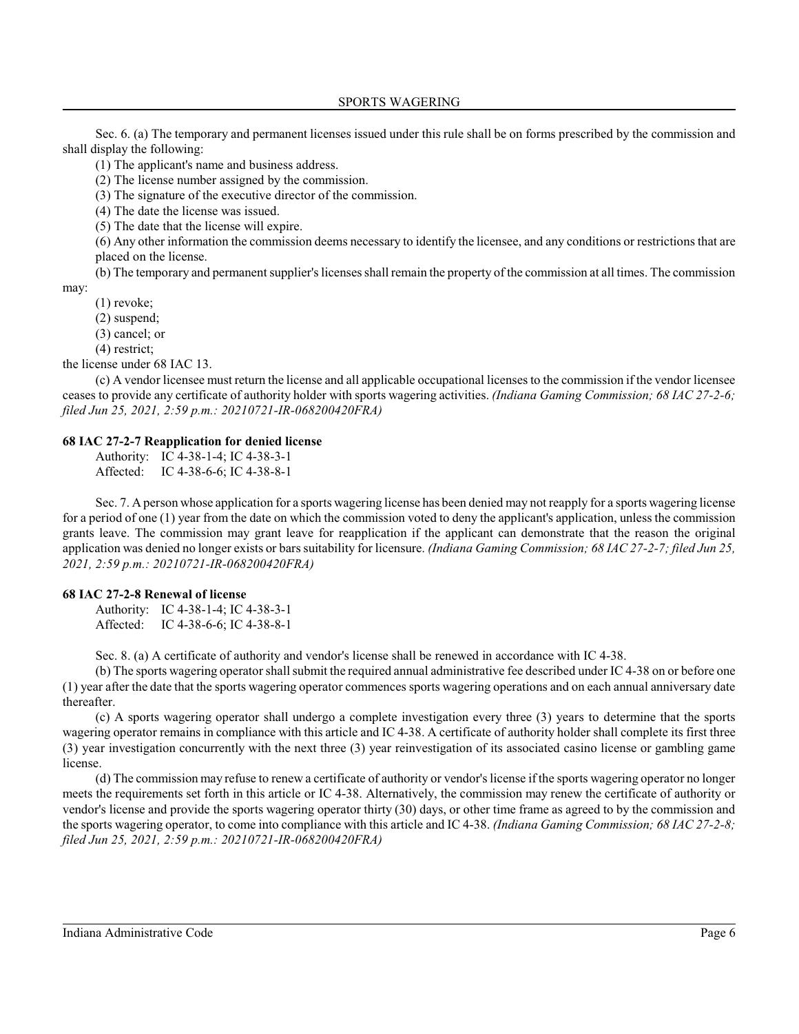Sec. 6. (a) The temporary and permanent licenses issued under this rule shall be on forms prescribed by the commission and shall display the following:

(1) The applicant's name and business address.

(2) The license number assigned by the commission.

(3) The signature of the executive director of the commission.

(4) The date the license was issued.

(5) The date that the license will expire.

(6) Any other information the commission deems necessary to identify the licensee, and any conditions or restrictions that are placed on the license.

(b) The temporary and permanent supplier's licenses shall remain the property of the commission at all times. The commission may:

(1) revoke;

(2) suspend;

(3) cancel; or

(4) restrict;

the license under 68 IAC 13.

(c) A vendor licensee must return the license and all applicable occupational licenses to the commission if the vendor licensee ceases to provide any certificate of authority holder with sports wagering activities. *(Indiana Gaming Commission; 68 IAC 27-2-6; filed Jun 25, 2021, 2:59 p.m.: 20210721-IR-068200420FRA)*

**68 IAC 27-2-7 Reapplication for denied license**

Authority: IC 4-38-1-4; IC 4-38-3-1
Affected: IC 4-38-6-6; IC 4-38-8-1

Sec. 7. A person whose application for a sports wagering license has been denied may not reapply for a sports wagering license for a period of one (1) year from the date on which the commission voted to deny the applicant's application, unless the commission grants leave. The commission may grant leave for reapplication if the applicant can demonstrate that the reason the original application was denied no longer exists or bars suitability for licensure. *(Indiana Gaming Commission; 68 IAC 27-2-7; filed Jun 25, 2021, 2:59 p.m.: 20210721-IR-068200420FRA)*

**68 IAC 27-2-8 Renewal of license**

Authority: IC 4-38-1-4; IC 4-38-3-1
Affected: IC 4-38-6-6; IC 4-38-8-1

Sec. 8. (a) A certificate of authority and vendor's license shall be renewed in accordance with IC 4-38.

(b) The sports wagering operator shall submit the required annual administrative fee described under IC 4-38 on or before one (1) year after the date that the sports wagering operator commences sports wagering operations and on each annual anniversary date thereafter.

(c) A sports wagering operator shall undergo a complete investigation every three (3) years to determine that the sports wagering operator remains in compliance with this article and IC 4-38. A certificate of authority holder shall complete its first three (3) year investigation concurrently with the next three (3) year reinvestigation of its associated casino license or gambling game license.

(d) The commission may refuse to renew a certificate of authority or vendor's license if the sports wagering operator no longer meets the requirements set forth in this article or IC 4-38. Alternatively, the commission may renew the certificate of authority or vendor's license and provide the sports wagering operator thirty (30) days, or other time frame as agreed to by the commission and the sports wagering operator, to come into compliance with this article and IC 4-38. *(Indiana Gaming Commission; 68 IAC 27-2-8; filed Jun 25, 2021, 2:59 p.m.: 20210721-IR-068200420FRA)*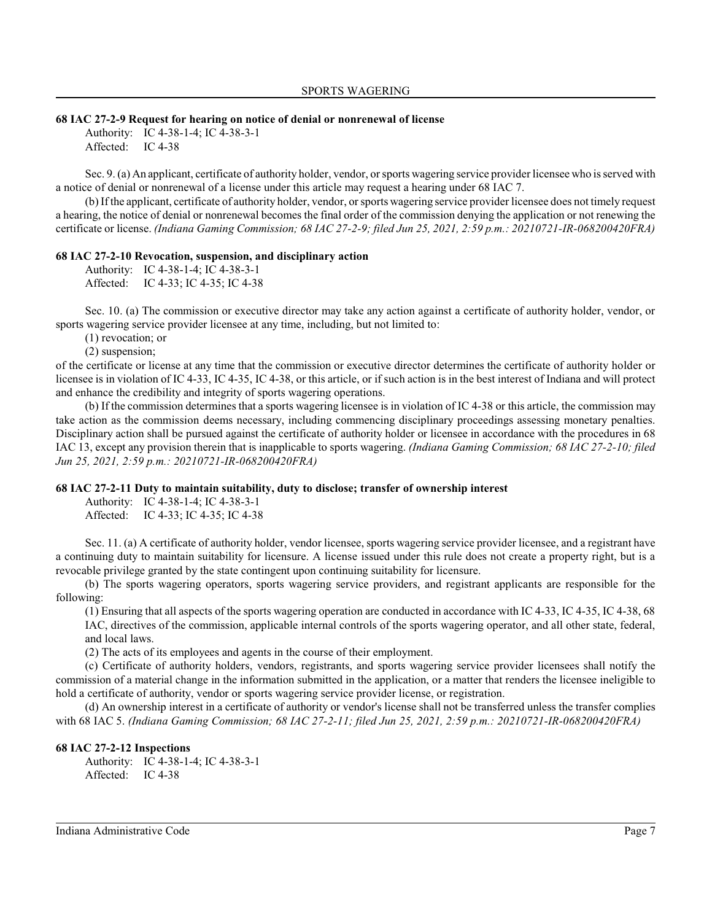### 68 IAC 27-2-9 Request for hearing on notice of denial or nonrenewal of license

Authority: IC 4-38-1-4; IC 4-38-3-1
Affected: IC 4-38

Sec. 9. (a) An applicant, certificate of authority holder, vendor, or sports wagering service provider licensee who is served with a notice of denial or nonrenewal of a license under this article may request a hearing under 68 IAC 7.

(b) If the applicant, certificate of authority holder, vendor, or sports wagering service provider licensee does not timely request a hearing, the notice of denial or nonrenewal becomes the final order of the commission denying the application or not renewing the certificate or license. *(Indiana Gaming Commission; 68 IAC 27-2-9; filed Jun 25, 2021, 2:59 p.m.: 20210721-IR-068200420FRA)*

### 68 IAC 27-2-10 Revocation, suspension, and disciplinary action

Authority: IC 4-38-1-4; IC 4-38-3-1
Affected: IC 4-33; IC 4-35; IC 4-38

Sec. 10. (a) The commission or executive director may take any action against a certificate of authority holder, vendor, or sports wagering service provider licensee at any time, including, but not limited to:

(1) revocation; or
(2) suspension;

of the certificate or license at any time that the commission or executive director determines the certificate of authority holder or licensee is in violation of IC 4-33, IC 4-35, IC 4-38, or this article, or if such action is in the best interest of Indiana and will protect and enhance the credibility and integrity of sports wagering operations.

(b) If the commission determines that a sports wagering licensee is in violation of IC 4-38 or this article, the commission may take action as the commission deems necessary, including commencing disciplinary proceedings assessing monetary penalties. Disciplinary action shall be pursued against the certificate of authority holder or licensee in accordance with the procedures in 68 IAC 13, except any provision therein that is inapplicable to sports wagering. *(Indiana Gaming Commission; 68 IAC 27-2-10; filed Jun 25, 2021, 2:59 p.m.: 20210721-IR-068200420FRA)*

### 68 IAC 27-2-11 Duty to maintain suitability, duty to disclose; transfer of ownership interest

Authority: IC 4-38-1-4; IC 4-38-3-1
Affected: IC 4-33; IC 4-35; IC 4-38

Sec. 11. (a) A certificate of authority holder, vendor licensee, sports wagering service provider licensee, and a registrant have a continuing duty to maintain suitability for licensure. A license issued under this rule does not create a property right, but is a revocable privilege granted by the state contingent upon continuing suitability for licensure.

(b) The sports wagering operators, sports wagering service providers, and registrant applicants are responsible for the following:

(1) Ensuring that all aspects of the sports wagering operation are conducted in accordance with IC 4-33, IC 4-35, IC 4-38, 68 IAC, directives of the commission, applicable internal controls of the sports wagering operator, and all other state, federal, and local laws.
(2) The acts of its employees and agents in the course of their employment.

(c) Certificate of authority holders, vendors, registrants, and sports wagering service provider licensees shall notify the commission of a material change in the information submitted in the application, or a matter that renders the licensee ineligible to hold a certificate of authority, vendor or sports wagering service provider license, or registration.

(d) An ownership interest in a certificate of authority or vendor's license shall not be transferred unless the transfer complies with 68 IAC 5. *(Indiana Gaming Commission; 68 IAC 27-2-11; filed Jun 25, 2021, 2:59 p.m.: 20210721-IR-068200420FRA)*

### 68 IAC 27-2-12 Inspections

Authority: IC 4-38-1-4; IC 4-38-3-1
Affected: IC 4-38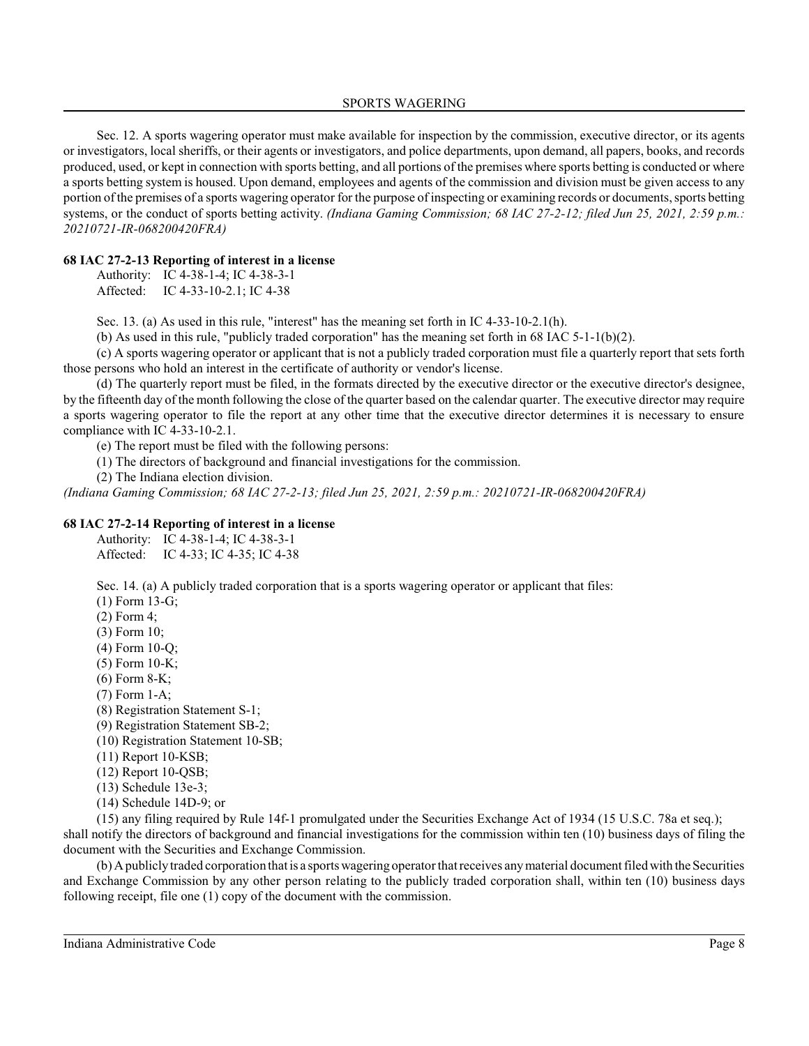Sec. 12. A sports wagering operator must make available for inspection by the commission, executive director, or its agents or investigators, local sheriffs, or their agents or investigators, and police departments, upon demand, all papers, books, and records produced, used, or kept in connection with sports betting, and all portions of the premises where sports betting is conducted or where a sports betting system is housed. Upon demand, employees and agents of the commission and division must be given access to any portion of the premises of a sports wagering operator for the purpose of inspecting or examining records or documents, sports betting systems, or the conduct of sports betting activity. *(Indiana Gaming Commission; 68 IAC 27-2-12; filed Jun 25, 2021, 2:59 p.m.: 20210721-IR-068200420FRA)*

**68 IAC 27-2-13 Reporting of interest in a license**

Authority: IC 4-38-1-4; IC 4-38-3-1
Affected: IC 4-33-10-2.1; IC 4-38

Sec. 13. (a) As used in this rule, "interest" has the meaning set forth in IC 4-33-10-2.1(h).

(b) As used in this rule, "publicly traded corporation" has the meaning set forth in 68 IAC 5-1-1(b)(2).

(c) A sports wagering operator or applicant that is not a publicly traded corporation must file a quarterly report that sets forth those persons who hold an interest in the certificate of authority or vendor's license.

(d) The quarterly report must be filed, in the formats directed by the executive director or the executive director's designee, by the fifteenth day of the month following the close of the quarter based on the calendar quarter. The executive director may require a sports wagering operator to file the report at any other time that the executive director determines it is necessary to ensure compliance with IC 4-33-10-2.1.

(e) The report must be filed with the following persons:

(1) The directors of background and financial investigations for the commission.

(2) The Indiana election division.

*(Indiana Gaming Commission; 68 IAC 27-2-13; filed Jun 25, 2021, 2:59 p.m.: 20210721-IR-068200420FRA)*

**68 IAC 27-2-14 Reporting of interest in a license**

Authority: IC 4-38-1-4; IC 4-38-3-1
Affected: IC 4-33; IC 4-35; IC 4-38

Sec. 14. (a) A publicly traded corporation that is a sports wagering operator or applicant that files:

(1) Form 13-G;
(2) Form 4;
(3) Form 10;
(4) Form 10-Q;
(5) Form 10-K;
(6) Form 8-K;
(7) Form 1-A;
(8) Registration Statement S-1;
(9) Registration Statement SB-2;
(10) Registration Statement 10-SB;
(11) Report 10-KSB;
(12) Report 10-QSB;
(13) Schedule 13e-3;
(14) Schedule 14D-9; or
(15) any filing required by Rule 14f-1 promulgated under the Securities Exchange Act of 1934 (15 U.S.C. 78a et seq.);

shall notify the directors of background and financial investigations for the commission within ten (10) business days of filing the document with the Securities and Exchange Commission.

(b) A publicly traded corporation that is a sports wagering operator that receives any material document filed with the Securities and Exchange Commission by any other person relating to the publicly traded corporation shall, within ten (10) business days following receipt, file one (1) copy of the document with the commission.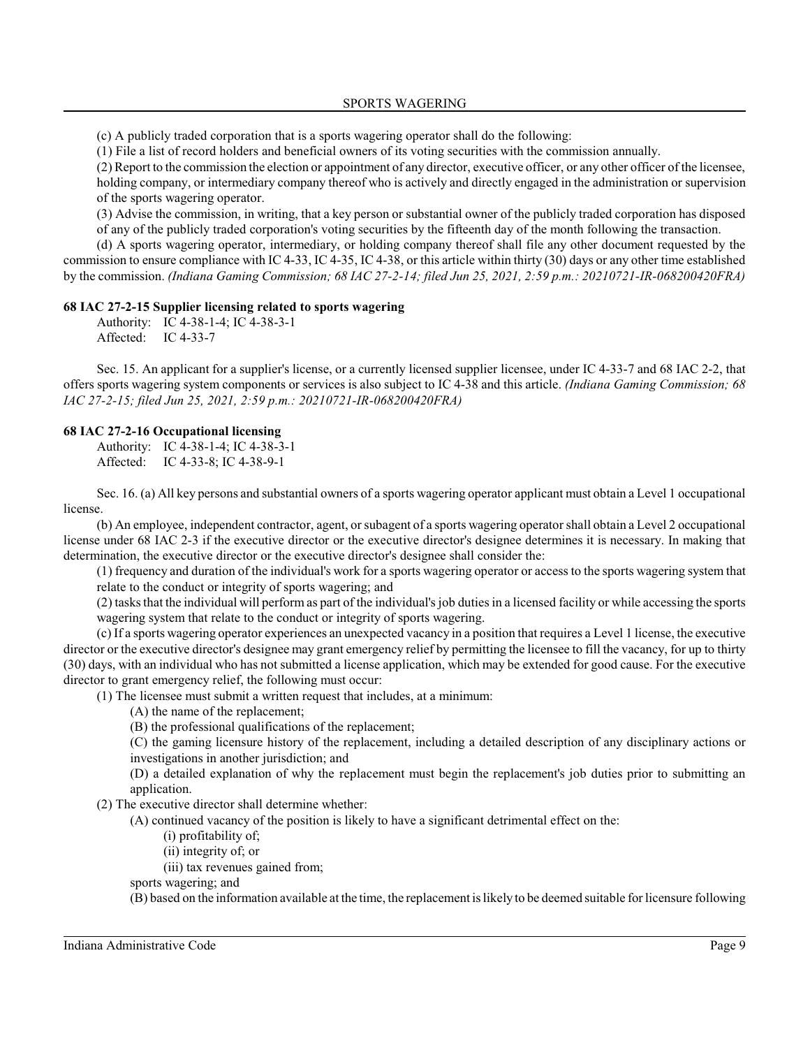(c) A publicly traded corporation that is a sports wagering operator shall do the following:

(1) File a list of record holders and beneficial owners of its voting securities with the commission annually.

(2) Report to the commission the election or appointment of any director, executive officer, or any other officer of the licensee, holding company, or intermediary company thereof who is actively and directly engaged in the administration or supervision of the sports wagering operator.

(3) Advise the commission, in writing, that a key person or substantial owner of the publicly traded corporation has disposed of any of the publicly traded corporation's voting securities by the fifteenth day of the month following the transaction.

(d) A sports wagering operator, intermediary, or holding company thereof shall file any other document requested by the commission to ensure compliance with IC 4-33, IC 4-35, IC 4-38, or this article within thirty (30) days or any other time established by the commission. *(Indiana Gaming Commission; 68 IAC 27-2-14; filed Jun 25, 2021, 2:59 p.m.: 20210721-IR-068200420FRA)*

**68 IAC 27-2-15 Supplier licensing related to sports wagering**

Authority: IC 4-38-1-4; IC 4-38-3-1
Affected: IC 4-33-7

Sec. 15. An applicant for a supplier's license, or a currently licensed supplier licensee, under IC 4-33-7 and 68 IAC 2-2, that offers sports wagering system components or services is also subject to IC 4-38 and this article. *(Indiana Gaming Commission; 68 IAC 27-2-15; filed Jun 25, 2021, 2:59 p.m.: 20210721-IR-068200420FRA)*

**68 IAC 27-2-16 Occupational licensing**

Authority: IC 4-38-1-4; IC 4-38-3-1
Affected: IC 4-33-8; IC 4-38-9-1

Sec. 16. (a) All key persons and substantial owners of a sports wagering operator applicant must obtain a Level 1 occupational license.

(b) An employee, independent contractor, agent, or subagent of a sports wagering operator shall obtain a Level 2 occupational license under 68 IAC 2-3 if the executive director or the executive director's designee determines it is necessary. In making that determination, the executive director or the executive director's designee shall consider the:

(1) frequency and duration of the individual's work for a sports wagering operator or access to the sports wagering system that relate to the conduct or integrity of sports wagering; and

(2) tasks that the individual will perform as part of the individual's job duties in a licensed facility or while accessing the sports wagering system that relate to the conduct or integrity of sports wagering.

(c) If a sports wagering operator experiences an unexpected vacancy in a position that requires a Level 1 license, the executive director or the executive director's designee may grant emergency relief by permitting the licensee to fill the vacancy, for up to thirty (30) days, with an individual who has not submitted a license application, which may be extended for good cause. For the executive director to grant emergency relief, the following must occur:

(1) The licensee must submit a written request that includes, at a minimum:

(A) the name of the replacement;

(B) the professional qualifications of the replacement;

(C) the gaming licensure history of the replacement, including a detailed description of any disciplinary actions or investigations in another jurisdiction; and

(D) a detailed explanation of why the replacement must begin the replacement's job duties prior to submitting an application.

(2) The executive director shall determine whether:

(A) continued vacancy of the position is likely to have a significant detrimental effect on the:

(i) profitability of;

(ii) integrity of; or

(iii) tax revenues gained from;

sports wagering; and

(B) based on the information available at the time, the replacement is likely to be deemed suitable for licensure following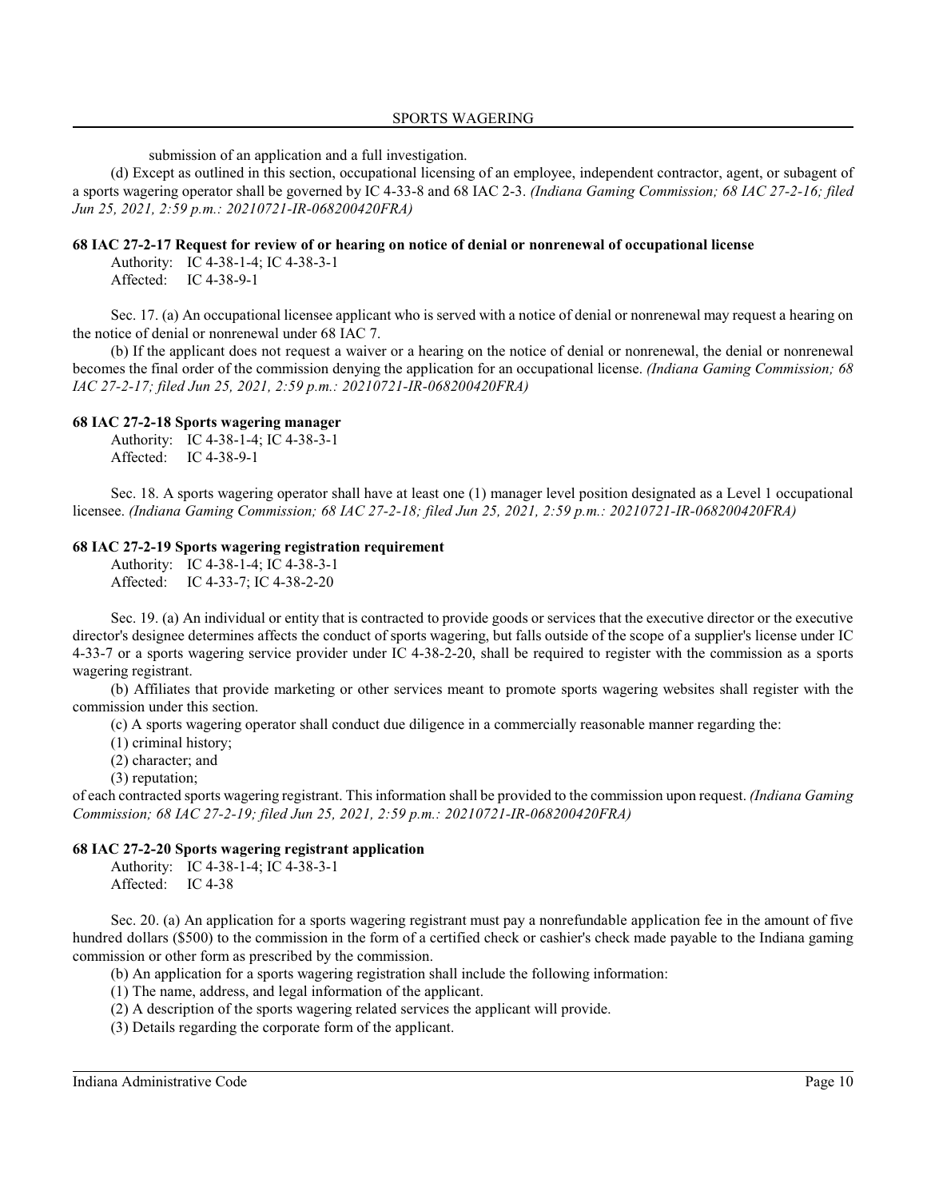submission of an application and a full investigation.

(d) Except as outlined in this section, occupational licensing of an employee, independent contractor, agent, or subagent of a sports wagering operator shall be governed by IC 4-33-8 and 68 IAC 2-3. *(Indiana Gaming Commission; 68 IAC 27-2-16; filed Jun 25, 2021, 2:59 p.m.: 20210721-IR-068200420FRA)*

### 68 IAC 27-2-17 Request for review of or hearing on notice of denial or nonrenewal of occupational license

Authority: IC 4-38-1-4; IC 4-38-3-1
Affected: IC 4-38-9-1

Sec. 17. (a) An occupational licensee applicant who is served with a notice of denial or nonrenewal may request a hearing on the notice of denial or nonrenewal under 68 IAC 7.

(b) If the applicant does not request a waiver or a hearing on the notice of denial or nonrenewal, the denial or nonrenewal becomes the final order of the commission denying the application for an occupational license. *(Indiana Gaming Commission; 68 IAC 27-2-17; filed Jun 25, 2021, 2:59 p.m.: 20210721-IR-068200420FRA)*

### 68 IAC 27-2-18 Sports wagering manager

Authority: IC 4-38-1-4; IC 4-38-3-1
Affected: IC 4-38-9-1

Sec. 18. A sports wagering operator shall have at least one (1) manager level position designated as a Level 1 occupational licensee. *(Indiana Gaming Commission; 68 IAC 27-2-18; filed Jun 25, 2021, 2:59 p.m.: 20210721-IR-068200420FRA)*

### 68 IAC 27-2-19 Sports wagering registration requirement

Authority: IC 4-38-1-4; IC 4-38-3-1
Affected: IC 4-33-7; IC 4-38-2-20

Sec. 19. (a) An individual or entity that is contracted to provide goods or services that the executive director or the executive director's designee determines affects the conduct of sports wagering, but falls outside of the scope of a supplier's license under IC 4-33-7 or a sports wagering service provider under IC 4-38-2-20, shall be required to register with the commission as a sports wagering registrant.

(b) Affiliates that provide marketing or other services meant to promote sports wagering websites shall register with the commission under this section.

(c) A sports wagering operator shall conduct due diligence in a commercially reasonable manner regarding the:

(1) criminal history;
(2) character; and
(3) reputation;

of each contracted sports wagering registrant. This information shall be provided to the commission upon request. *(Indiana Gaming Commission; 68 IAC 27-2-19; filed Jun 25, 2021, 2:59 p.m.: 20210721-IR-068200420FRA)*

### 68 IAC 27-2-20 Sports wagering registrant application

Authority: IC 4-38-1-4; IC 4-38-3-1
Affected: IC 4-38

Sec. 20. (a) An application for a sports wagering registrant must pay a nonrefundable application fee in the amount of five hundred dollars ($500) to the commission in the form of a certified check or cashier's check made payable to the Indiana gaming commission or other form as prescribed by the commission.

(b) An application for a sports wagering registration shall include the following information:

(1) The name, address, and legal information of the applicant.
(2) A description of the sports wagering related services the applicant will provide.
(3) Details regarding the corporate form of the applicant.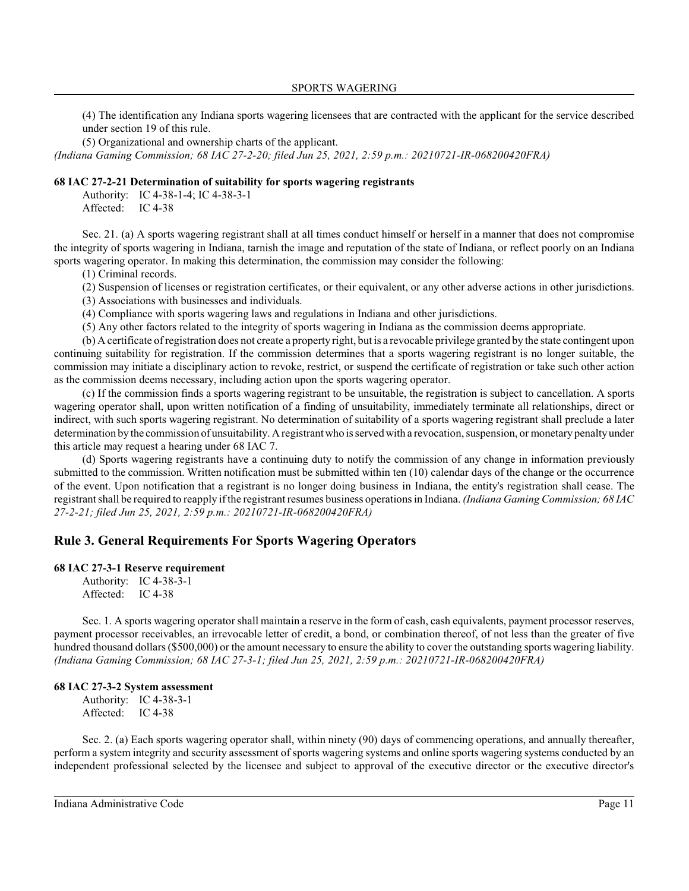(4) The identification any Indiana sports wagering licensees that are contracted with the applicant for the service described under section 19 of this rule.

(5) Organizational and ownership charts of the applicant.

*(Indiana Gaming Commission; 68 IAC 27-2-20; filed Jun 25, 2021, 2:59 p.m.: 20210721-IR-068200420FRA)*

#### 68 IAC 27-2-21 Determination of suitability for sports wagering registrants

Authority: IC 4-38-1-4; IC 4-38-3-1
Affected: IC 4-38

Sec. 21. (a) A sports wagering registrant shall at all times conduct himself or herself in a manner that does not compromise the integrity of sports wagering in Indiana, tarnish the image and reputation of the state of Indiana, or reflect poorly on an Indiana sports wagering operator. In making this determination, the commission may consider the following:

(1) Criminal records.

(2) Suspension of licenses or registration certificates, or their equivalent, or any other adverse actions in other jurisdictions.

(3) Associations with businesses and individuals.

(4) Compliance with sports wagering laws and regulations in Indiana and other jurisdictions.

(5) Any other factors related to the integrity of sports wagering in Indiana as the commission deems appropriate.

(b) A certificate of registration does not create a property right, but is a revocable privilege granted by the state contingent upon continuing suitability for registration. If the commission determines that a sports wagering registrant is no longer suitable, the commission may initiate a disciplinary action to revoke, restrict, or suspend the certificate of registration or take such other action as the commission deems necessary, including action upon the sports wagering operator.

(c) If the commission finds a sports wagering registrant to be unsuitable, the registration is subject to cancellation. A sports wagering operator shall, upon written notification of a finding of unsuitability, immediately terminate all relationships, direct or indirect, with such sports wagering registrant. No determination of suitability of a sports wagering registrant shall preclude a later determination by the commission of unsuitability. A registrant who is served with a revocation, suspension, or monetary penalty under this article may request a hearing under 68 IAC 7.

(d) Sports wagering registrants have a continuing duty to notify the commission of any change in information previously submitted to the commission. Written notification must be submitted within ten (10) calendar days of the change or the occurrence of the event. Upon notification that a registrant is no longer doing business in Indiana, the entity's registration shall cease. The registrant shall be required to reapply if the registrant resumes business operations in Indiana. *(Indiana Gaming Commission; 68 IAC 27-2-21; filed Jun 25, 2021, 2:59 p.m.: 20210721-IR-068200420FRA)*

## Rule 3. General Requirements For Sports Wagering Operators

#### 68 IAC 27-3-1 Reserve requirement

Authority: IC 4-38-3-1
Affected: IC 4-38

Sec. 1. A sports wagering operator shall maintain a reserve in the form of cash, cash equivalents, payment processor reserves, payment processor receivables, an irrevocable letter of credit, a bond, or combination thereof, of not less than the greater of five hundred thousand dollars ($500,000) or the amount necessary to ensure the ability to cover the outstanding sports wagering liability. *(Indiana Gaming Commission; 68 IAC 27-3-1; filed Jun 25, 2021, 2:59 p.m.: 20210721-IR-068200420FRA)*

#### 68 IAC 27-3-2 System assessment

Authority: IC 4-38-3-1
Affected: IC 4-38

Sec. 2. (a) Each sports wagering operator shall, within ninety (90) days of commencing operations, and annually thereafter, perform a system integrity and security assessment of sports wagering systems and online sports wagering systems conducted by an independent professional selected by the licensee and subject to approval of the executive director or the executive director's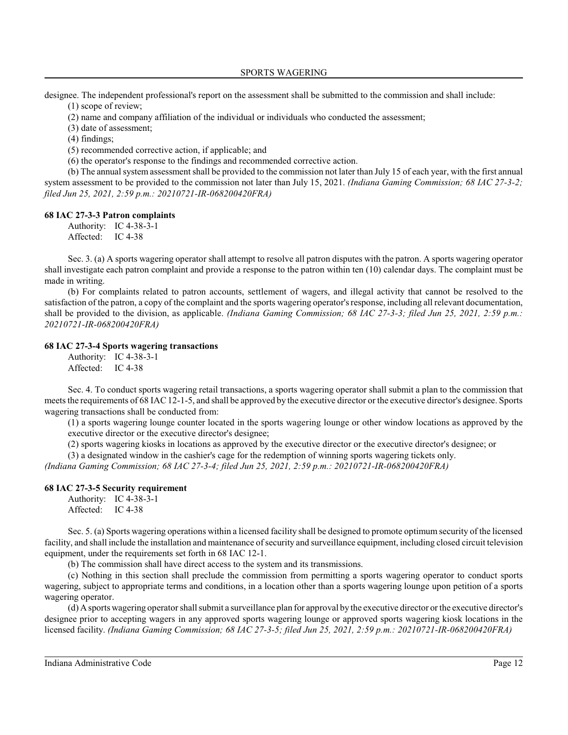designee. The independent professional's report on the assessment shall be submitted to the commission and shall include:

(1) scope of review;

(2) name and company affiliation of the individual or individuals who conducted the assessment;

(3) date of assessment;

(4) findings;

(5) recommended corrective action, if applicable; and

(6) the operator's response to the findings and recommended corrective action.

(b) The annual system assessment shall be provided to the commission not later than July 15 of each year, with the first annual system assessment to be provided to the commission not later than July 15, 2021. *(Indiana Gaming Commission; 68 IAC 27-3-2; filed Jun 25, 2021, 2:59 p.m.: 20210721-IR-068200420FRA)*

**68 IAC 27-3-3 Patron complaints**

Authority: IC 4-38-3-1
Affected: IC 4-38

Sec. 3. (a) A sports wagering operator shall attempt to resolve all patron disputes with the patron. A sports wagering operator shall investigate each patron complaint and provide a response to the patron within ten (10) calendar days. The complaint must be made in writing.

(b) For complaints related to patron accounts, settlement of wagers, and illegal activity that cannot be resolved to the satisfaction of the patron, a copy of the complaint and the sports wagering operator's response, including all relevant documentation, shall be provided to the division, as applicable. *(Indiana Gaming Commission; 68 IAC 27-3-3; filed Jun 25, 2021, 2:59 p.m.: 20210721-IR-068200420FRA)*

**68 IAC 27-3-4 Sports wagering transactions**

Authority: IC 4-38-3-1
Affected: IC 4-38

Sec. 4. To conduct sports wagering retail transactions, a sports wagering operator shall submit a plan to the commission that meets the requirements of 68 IAC 12-1-5, and shall be approved by the executive director or the executive director's designee. Sports wagering transactions shall be conducted from:

(1) a sports wagering lounge counter located in the sports wagering lounge or other window locations as approved by the executive director or the executive director's designee;

(2) sports wagering kiosks in locations as approved by the executive director or the executive director's designee; or

(3) a designated window in the cashier's cage for the redemption of winning sports wagering tickets only.

*(Indiana Gaming Commission; 68 IAC 27-3-4; filed Jun 25, 2021, 2:59 p.m.: 20210721-IR-068200420FRA)*

**68 IAC 27-3-5 Security requirement**

Authority: IC 4-38-3-1
Affected: IC 4-38

Sec. 5. (a) Sports wagering operations within a licensed facility shall be designed to promote optimum security of the licensed facility, and shall include the installation and maintenance of security and surveillance equipment, including closed circuit television equipment, under the requirements set forth in 68 IAC 12-1.

(b) The commission shall have direct access to the system and its transmissions.

(c) Nothing in this section shall preclude the commission from permitting a sports wagering operator to conduct sports wagering, subject to appropriate terms and conditions, in a location other than a sports wagering lounge upon petition of a sports wagering operator.

(d) A sports wagering operator shall submit a surveillance plan for approval by the executive director or the executive director's designee prior to accepting wagers in any approved sports wagering lounge or approved sports wagering kiosk locations in the licensed facility. *(Indiana Gaming Commission; 68 IAC 27-3-5; filed Jun 25, 2021, 2:59 p.m.: 20210721-IR-068200420FRA)*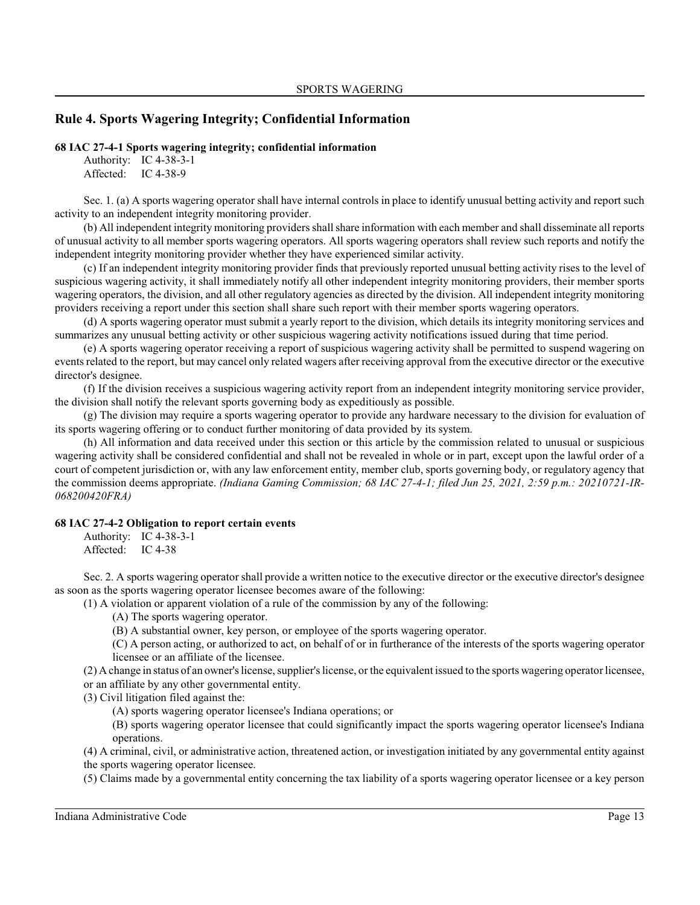## Rule 4. Sports Wagering Integrity; Confidential Information

**68 IAC 27-4-1 Sports wagering integrity; confidential information**

Authority: IC 4-38-3-1
Affected: IC 4-38-9

Sec. 1. (a) A sports wagering operator shall have internal controls in place to identify unusual betting activity and report such activity to an independent integrity monitoring provider.

(b) All independent integrity monitoring providers shall share information with each member and shall disseminate all reports of unusual activity to all member sports wagering operators. All sports wagering operators shall review such reports and notify the independent integrity monitoring provider whether they have experienced similar activity.

(c) If an independent integrity monitoring provider finds that previously reported unusual betting activity rises to the level of suspicious wagering activity, it shall immediately notify all other independent integrity monitoring providers, their member sports wagering operators, the division, and all other regulatory agencies as directed by the division. All independent integrity monitoring providers receiving a report under this section shall share such report with their member sports wagering operators.

(d) A sports wagering operator must submit a yearly report to the division, which details its integrity monitoring services and summarizes any unusual betting activity or other suspicious wagering activity notifications issued during that time period.

(e) A sports wagering operator receiving a report of suspicious wagering activity shall be permitted to suspend wagering on events related to the report, but may cancel only related wagers after receiving approval from the executive director or the executive director's designee.

(f) If the division receives a suspicious wagering activity report from an independent integrity monitoring service provider, the division shall notify the relevant sports governing body as expeditiously as possible.

(g) The division may require a sports wagering operator to provide any hardware necessary to the division for evaluation of its sports wagering offering or to conduct further monitoring of data provided by its system.

(h) All information and data received under this section or this article by the commission related to unusual or suspicious wagering activity shall be considered confidential and shall not be revealed in whole or in part, except upon the lawful order of a court of competent jurisdiction or, with any law enforcement entity, member club, sports governing body, or regulatory agency that the commission deems appropriate. *(Indiana Gaming Commission; 68 IAC 27-4-1; filed Jun 25, 2021, 2:59 p.m.: 20210721-IR-068200420FRA)*

**68 IAC 27-4-2 Obligation to report certain events**

Authority: IC 4-38-3-1
Affected: IC 4-38

Sec. 2. A sports wagering operator shall provide a written notice to the executive director or the executive director's designee as soon as the sports wagering operator licensee becomes aware of the following:

(1) A violation or apparent violation of a rule of the commission by any of the following:

(A) The sports wagering operator.

(B) A substantial owner, key person, or employee of the sports wagering operator.

(C) A person acting, or authorized to act, on behalf of or in furtherance of the interests of the sports wagering operator licensee or an affiliate of the licensee.

(2) A change in status of an owner's license, supplier's license, or the equivalent issued to the sports wagering operator licensee, or an affiliate by any other governmental entity.

(3) Civil litigation filed against the:

(A) sports wagering operator licensee's Indiana operations; or

(B) sports wagering operator licensee that could significantly impact the sports wagering operator licensee's Indiana operations.

(4) A criminal, civil, or administrative action, threatened action, or investigation initiated by any governmental entity against the sports wagering operator licensee.

(5) Claims made by a governmental entity concerning the tax liability of a sports wagering operator licensee or a key person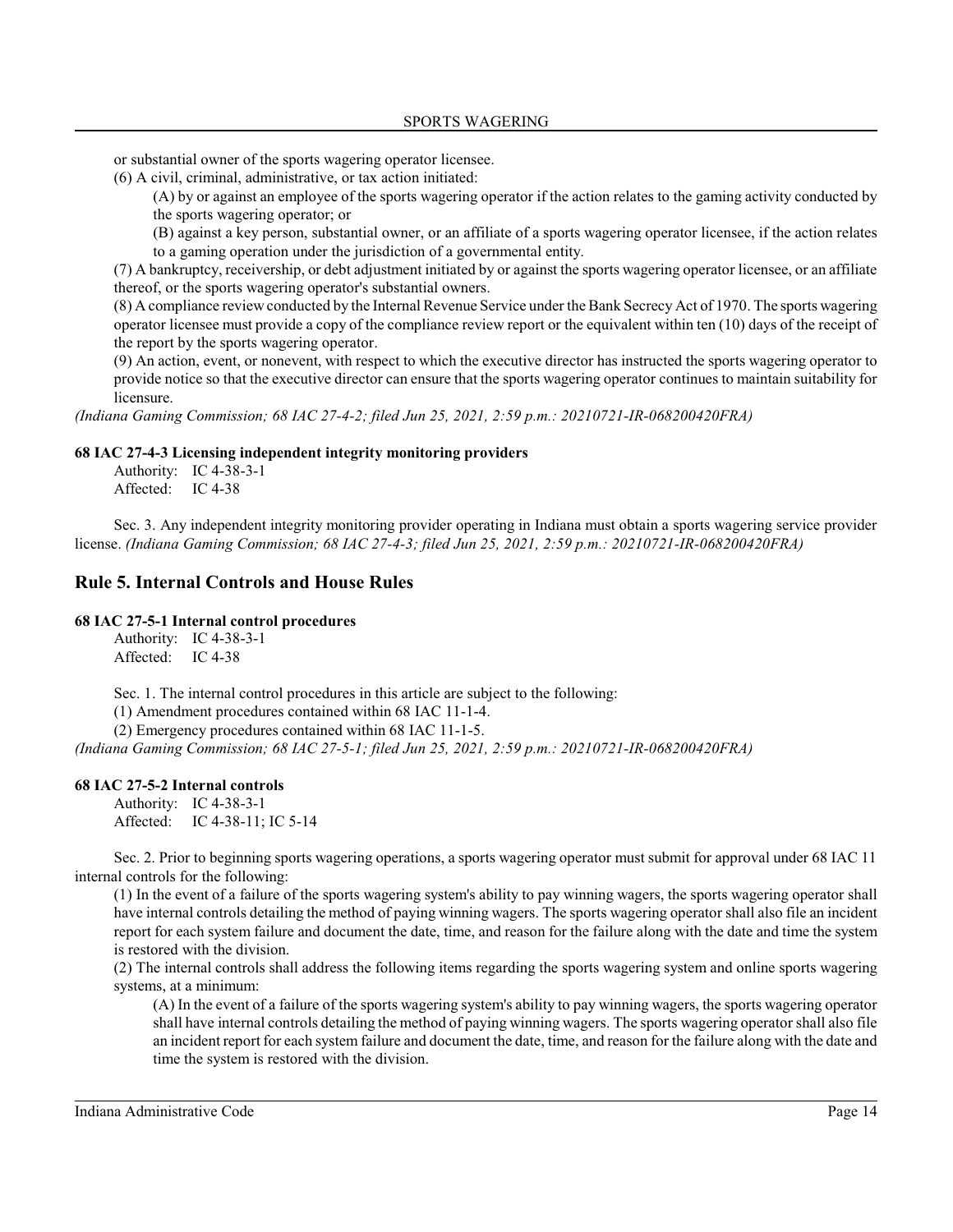or substantial owner of the sports wagering operator licensee.

(6) A civil, criminal, administrative, or tax action initiated:

(A) by or against an employee of the sports wagering operator if the action relates to the gaming activity conducted by the sports wagering operator; or

(B) against a key person, substantial owner, or an affiliate of a sports wagering operator licensee, if the action relates to a gaming operation under the jurisdiction of a governmental entity.

(7) A bankruptcy, receivership, or debt adjustment initiated by or against the sports wagering operator licensee, or an affiliate thereof, or the sports wagering operator's substantial owners.

(8) A compliance review conducted by the Internal Revenue Service under the Bank Secrecy Act of 1970. The sports wagering operator licensee must provide a copy of the compliance review report or the equivalent within ten (10) days of the receipt of the report by the sports wagering operator.

(9) An action, event, or nonevent, with respect to which the executive director has instructed the sports wagering operator to provide notice so that the executive director can ensure that the sports wagering operator continues to maintain suitability for licensure.

*(Indiana Gaming Commission; 68 IAC 27-4-2; filed Jun 25, 2021, 2:59 p.m.: 20210721-IR-068200420FRA)*

### 68 IAC 27-4-3 Licensing independent integrity monitoring providers

Authority: IC 4-38-3-1
Affected: IC 4-38

Sec. 3. Any independent integrity monitoring provider operating in Indiana must obtain a sports wagering service provider license. *(Indiana Gaming Commission; 68 IAC 27-4-3; filed Jun 25, 2021, 2:59 p.m.: 20210721-IR-068200420FRA)*

## Rule 5. Internal Controls and House Rules

### 68 IAC 27-5-1 Internal control procedures

Authority: IC 4-38-3-1
Affected: IC 4-38

Sec. 1. The internal control procedures in this article are subject to the following:

(1) Amendment procedures contained within 68 IAC 11-1-4.

(2) Emergency procedures contained within 68 IAC 11-1-5.

*(Indiana Gaming Commission; 68 IAC 27-5-1; filed Jun 25, 2021, 2:59 p.m.: 20210721-IR-068200420FRA)*

### 68 IAC 27-5-2 Internal controls

Authority: IC 4-38-3-1
Affected: IC 4-38-11; IC 5-14

Sec. 2. Prior to beginning sports wagering operations, a sports wagering operator must submit for approval under 68 IAC 11 internal controls for the following:

(1) In the event of a failure of the sports wagering system's ability to pay winning wagers, the sports wagering operator shall have internal controls detailing the method of paying winning wagers. The sports wagering operator shall also file an incident report for each system failure and document the date, time, and reason for the failure along with the date and time the system is restored with the division.

(2) The internal controls shall address the following items regarding the sports wagering system and online sports wagering systems, at a minimum:

(A) In the event of a failure of the sports wagering system's ability to pay winning wagers, the sports wagering operator shall have internal controls detailing the method of paying winning wagers. The sports wagering operator shall also file an incident report for each system failure and document the date, time, and reason for the failure along with the date and time the system is restored with the division.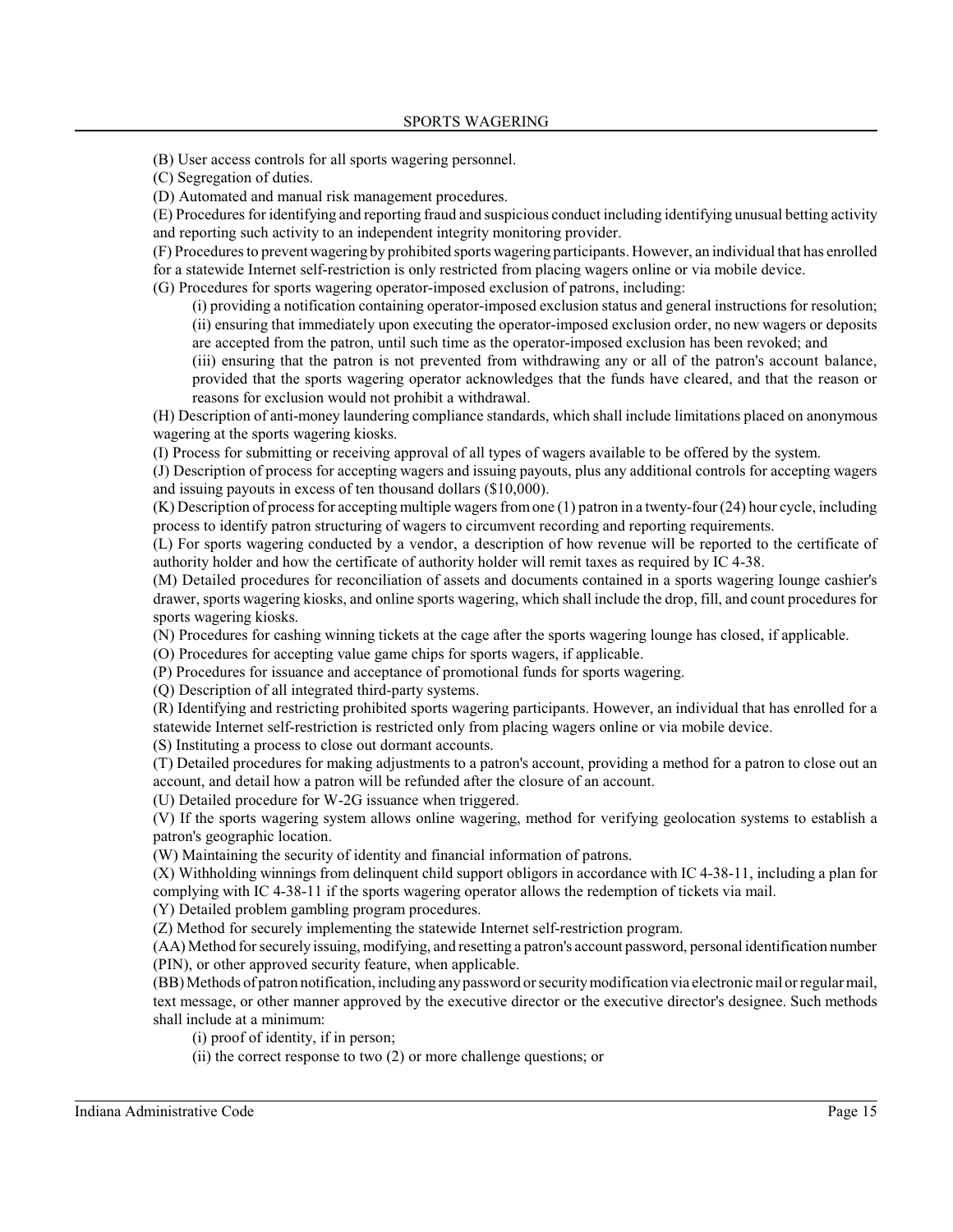(B) User access controls for all sports wagering personnel.

(C) Segregation of duties.

(D) Automated and manual risk management procedures.

(E) Procedures for identifying and reporting fraud and suspicious conduct including identifying unusual betting activity and reporting such activity to an independent integrity monitoring provider.

(F) Procedures to prevent wagering by prohibited sports wagering participants. However, an individual that has enrolled for a statewide Internet self-restriction is only restricted from placing wagers online or via mobile device.

(G) Procedures for sports wagering operator-imposed exclusion of patrons, including:

(i) providing a notification containing operator-imposed exclusion status and general instructions for resolution;

(ii) ensuring that immediately upon executing the operator-imposed exclusion order, no new wagers or deposits are accepted from the patron, until such time as the operator-imposed exclusion has been revoked; and

(iii) ensuring that the patron is not prevented from withdrawing any or all of the patron's account balance, provided that the sports wagering operator acknowledges that the funds have cleared, and that the reason or reasons for exclusion would not prohibit a withdrawal.

(H) Description of anti-money laundering compliance standards, which shall include limitations placed on anonymous wagering at the sports wagering kiosks.

(I) Process for submitting or receiving approval of all types of wagers available to be offered by the system.

(J) Description of process for accepting wagers and issuing payouts, plus any additional controls for accepting wagers and issuing payouts in excess of ten thousand dollars ($10,000).

(K) Description of process for accepting multiple wagers from one (1) patron in a twenty-four (24) hour cycle, including process to identify patron structuring of wagers to circumvent recording and reporting requirements.

(L) For sports wagering conducted by a vendor, a description of how revenue will be reported to the certificate of authority holder and how the certificate of authority holder will remit taxes as required by IC 4-38.

(M) Detailed procedures for reconciliation of assets and documents contained in a sports wagering lounge cashier's drawer, sports wagering kiosks, and online sports wagering, which shall include the drop, fill, and count procedures for sports wagering kiosks.

(N) Procedures for cashing winning tickets at the cage after the sports wagering lounge has closed, if applicable.

(O) Procedures for accepting value game chips for sports wagers, if applicable.

(P) Procedures for issuance and acceptance of promotional funds for sports wagering.

(Q) Description of all integrated third-party systems.

(R) Identifying and restricting prohibited sports wagering participants. However, an individual that has enrolled for a statewide Internet self-restriction is restricted only from placing wagers online or via mobile device.

(S) Instituting a process to close out dormant accounts.

(T) Detailed procedures for making adjustments to a patron's account, providing a method for a patron to close out an account, and detail how a patron will be refunded after the closure of an account.

(U) Detailed procedure for W-2G issuance when triggered.

(V) If the sports wagering system allows online wagering, method for verifying geolocation systems to establish a patron's geographic location.

(W) Maintaining the security of identity and financial information of patrons.

(X) Withholding winnings from delinquent child support obligors in accordance with IC 4-38-11, including a plan for complying with IC 4-38-11 if the sports wagering operator allows the redemption of tickets via mail.

(Y) Detailed problem gambling program procedures.

(Z) Method for securely implementing the statewide Internet self-restriction program.

(AA) Method for securely issuing, modifying, and resetting a patron's account password, personal identification number (PIN), or other approved security feature, when applicable.

(BB) Methods of patron notification, including any password or security modification via electronic mail or regular mail, text message, or other manner approved by the executive director or the executive director's designee. Such methods shall include at a minimum:

(i) proof of identity, if in person;

(ii) the correct response to two (2) or more challenge questions; or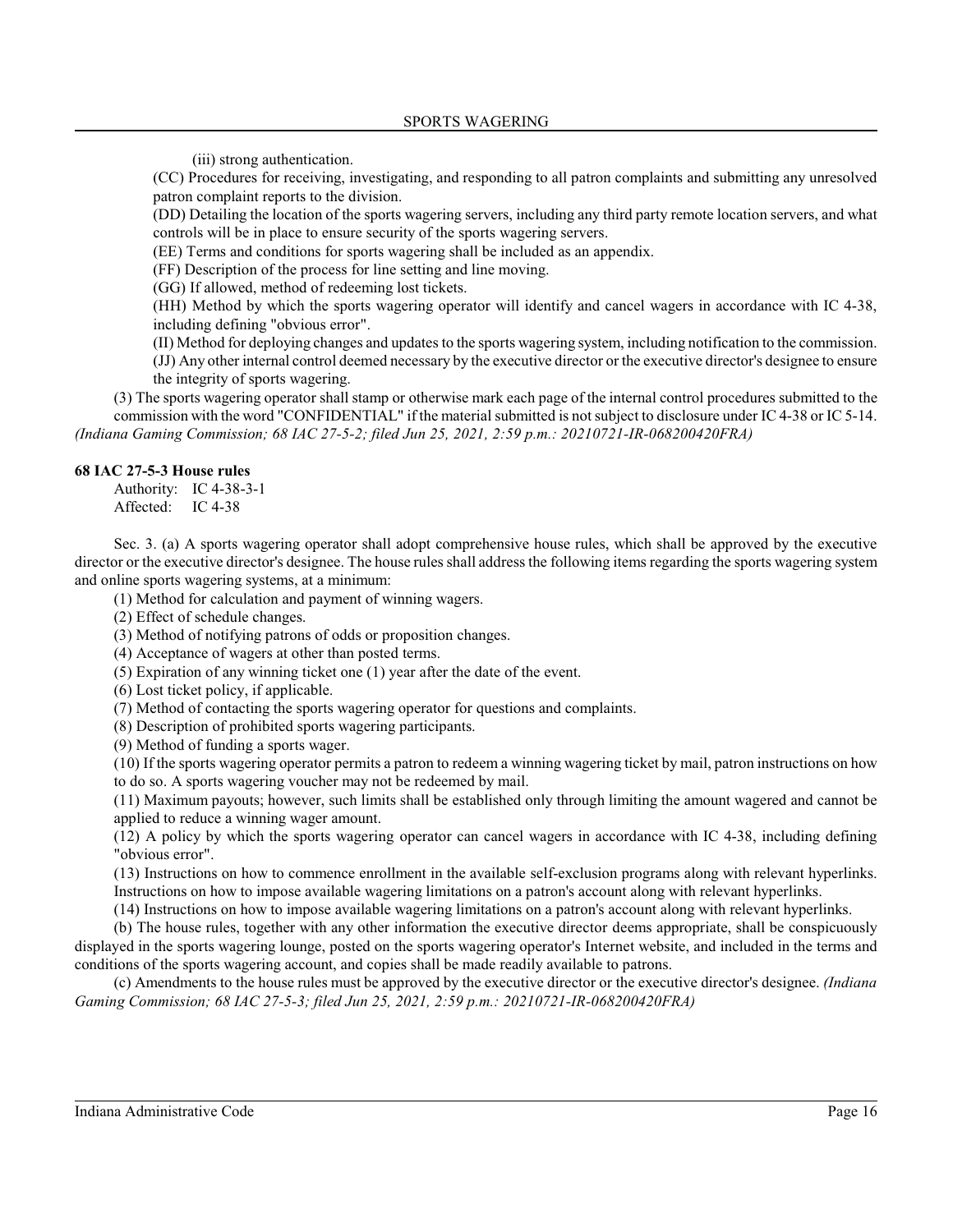(iii) strong authentication.

(CC) Procedures for receiving, investigating, and responding to all patron complaints and submitting any unresolved patron complaint reports to the division.

(DD) Detailing the location of the sports wagering servers, including any third party remote location servers, and what controls will be in place to ensure security of the sports wagering servers.

(EE) Terms and conditions for sports wagering shall be included as an appendix.

(FF) Description of the process for line setting and line moving.

(GG) If allowed, method of redeeming lost tickets.

(HH) Method by which the sports wagering operator will identify and cancel wagers in accordance with IC 4-38, including defining "obvious error".

(II) Method for deploying changes and updates to the sports wagering system, including notification to the commission.

(JJ) Any other internal control deemed necessary by the executive director or the executive director's designee to ensure the integrity of sports wagering.

(3) The sports wagering operator shall stamp or otherwise mark each page of the internal control procedures submitted to the commission with the word "CONFIDENTIAL" if the material submitted is not subject to disclosure under IC 4-38 or IC 5-14. *(Indiana Gaming Commission; 68 IAC 27-5-2; filed Jun 25, 2021, 2:59 p.m.: 20210721-IR-068200420FRA)*

**68 IAC 27-5-3 House rules**

Authority: IC 4-38-3-1
Affected: IC 4-38

Sec. 3. (a) A sports wagering operator shall adopt comprehensive house rules, which shall be approved by the executive director or the executive director's designee. The house rules shall address the following items regarding the sports wagering system and online sports wagering systems, at a minimum:

(1) Method for calculation and payment of winning wagers.

(2) Effect of schedule changes.

(3) Method of notifying patrons of odds or proposition changes.

(4) Acceptance of wagers at other than posted terms.

(5) Expiration of any winning ticket one (1) year after the date of the event.

(6) Lost ticket policy, if applicable.

(7) Method of contacting the sports wagering operator for questions and complaints.

(8) Description of prohibited sports wagering participants.

(9) Method of funding a sports wager.

(10) If the sports wagering operator permits a patron to redeem a winning wagering ticket by mail, patron instructions on how to do so. A sports wagering voucher may not be redeemed by mail.

(11) Maximum payouts; however, such limits shall be established only through limiting the amount wagered and cannot be applied to reduce a winning wager amount.

(12) A policy by which the sports wagering operator can cancel wagers in accordance with IC 4-38, including defining "obvious error".

(13) Instructions on how to commence enrollment in the available self-exclusion programs along with relevant hyperlinks. Instructions on how to impose available wagering limitations on a patron's account along with relevant hyperlinks.

(14) Instructions on how to impose available wagering limitations on a patron's account along with relevant hyperlinks.

(b) The house rules, together with any other information the executive director deems appropriate, shall be conspicuously displayed in the sports wagering lounge, posted on the sports wagering operator's Internet website, and included in the terms and conditions of the sports wagering account, and copies shall be made readily available to patrons.

(c) Amendments to the house rules must be approved by the executive director or the executive director's designee. *(Indiana Gaming Commission; 68 IAC 27-5-3; filed Jun 25, 2021, 2:59 p.m.: 20210721-IR-068200420FRA)*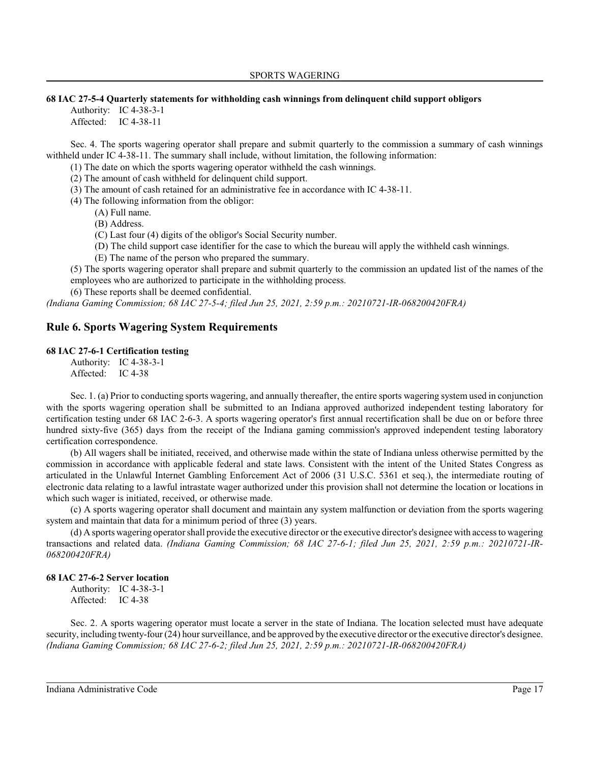#### 68 IAC 27-5-4 Quarterly statements for withholding cash winnings from delinquent child support obligors

Authority: IC 4-38-3-1
Affected: IC 4-38-11

Sec. 4. The sports wagering operator shall prepare and submit quarterly to the commission a summary of cash winnings withheld under IC 4-38-11. The summary shall include, without limitation, the following information:

(1) The date on which the sports wagering operator withheld the cash winnings.

(2) The amount of cash withheld for delinquent child support.

(3) The amount of cash retained for an administrative fee in accordance with IC 4-38-11.

(4) The following information from the obligor:

(A) Full name.

(B) Address.

(C) Last four (4) digits of the obligor's Social Security number.

(D) The child support case identifier for the case to which the bureau will apply the withheld cash winnings.

(E) The name of the person who prepared the summary.

(5) The sports wagering operator shall prepare and submit quarterly to the commission an updated list of the names of the employees who are authorized to participate in the withholding process.

(6) These reports shall be deemed confidential.

*(Indiana Gaming Commission; 68 IAC 27-5-4; filed Jun 25, 2021, 2:59 p.m.: 20210721-IR-068200420FRA)*

## Rule 6. Sports Wagering System Requirements

#### 68 IAC 27-6-1 Certification testing

Authority: IC 4-38-3-1
Affected: IC 4-38

Sec. 1. (a) Prior to conducting sports wagering, and annually thereafter, the entire sports wagering system used in conjunction with the sports wagering operation shall be submitted to an Indiana approved authorized independent testing laboratory for certification testing under 68 IAC 2-6-3. A sports wagering operator's first annual recertification shall be due on or before three hundred sixty-five (365) days from the receipt of the Indiana gaming commission's approved independent testing laboratory certification correspondence.

(b) All wagers shall be initiated, received, and otherwise made within the state of Indiana unless otherwise permitted by the commission in accordance with applicable federal and state laws. Consistent with the intent of the United States Congress as articulated in the Unlawful Internet Gambling Enforcement Act of 2006 (31 U.S.C. 5361 et seq.), the intermediate routing of electronic data relating to a lawful intrastate wager authorized under this provision shall not determine the location or locations in which such wager is initiated, received, or otherwise made.

(c) A sports wagering operator shall document and maintain any system malfunction or deviation from the sports wagering system and maintain that data for a minimum period of three (3) years.

(d) A sports wagering operator shall provide the executive director or the executive director's designee with access to wagering transactions and related data. *(Indiana Gaming Commission; 68 IAC 27-6-1; filed Jun 25, 2021, 2:59 p.m.: 20210721-IR-068200420FRA)*

#### 68 IAC 27-6-2 Server location

Authority: IC 4-38-3-1
Affected: IC 4-38

Sec. 2. A sports wagering operator must locate a server in the state of Indiana. The location selected must have adequate security, including twenty-four (24) hour surveillance, and be approved by the executive director or the executive director's designee. *(Indiana Gaming Commission; 68 IAC 27-6-2; filed Jun 25, 2021, 2:59 p.m.: 20210721-IR-068200420FRA)*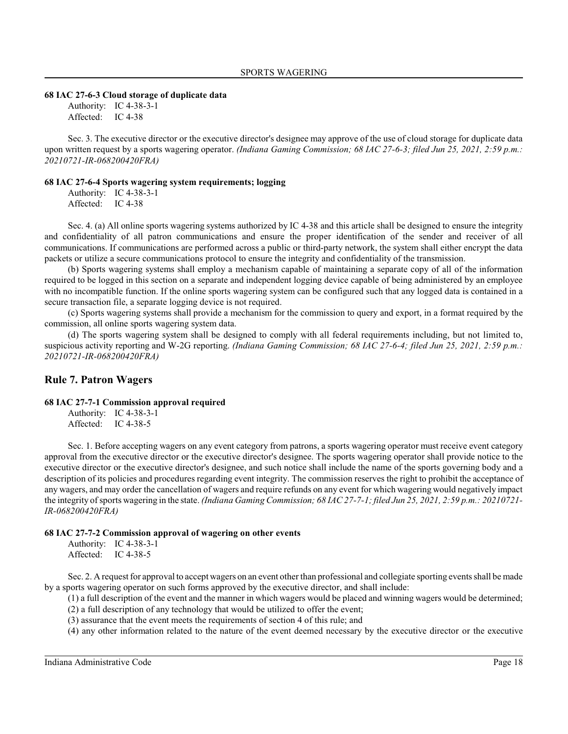#### 68 IAC 27-6-3 Cloud storage of duplicate data

Authority: IC 4-38-3-1
Affected: IC 4-38

Sec. 3. The executive director or the executive director's designee may approve of the use of cloud storage for duplicate data upon written request by a sports wagering operator. *(Indiana Gaming Commission; 68 IAC 27-6-3; filed Jun 25, 2021, 2:59 p.m.: 20210721-IR-068200420FRA)*

#### 68 IAC 27-6-4 Sports wagering system requirements; logging

Authority: IC 4-38-3-1
Affected: IC 4-38

Sec. 4. (a) All online sports wagering systems authorized by IC 4-38 and this article shall be designed to ensure the integrity and confidentiality of all patron communications and ensure the proper identification of the sender and receiver of all communications. If communications are performed across a public or third-party network, the system shall either encrypt the data packets or utilize a secure communications protocol to ensure the integrity and confidentiality of the transmission.

(b) Sports wagering systems shall employ a mechanism capable of maintaining a separate copy of all of the information required to be logged in this section on a separate and independent logging device capable of being administered by an employee with no incompatible function. If the online sports wagering system can be configured such that any logged data is contained in a secure transaction file, a separate logging device is not required.

(c) Sports wagering systems shall provide a mechanism for the commission to query and export, in a format required by the commission, all online sports wagering system data.

(d) The sports wagering system shall be designed to comply with all federal requirements including, but not limited to, suspicious activity reporting and W-2G reporting. *(Indiana Gaming Commission; 68 IAC 27-6-4; filed Jun 25, 2021, 2:59 p.m.: 20210721-IR-068200420FRA)*

## Rule 7. Patron Wagers

#### 68 IAC 27-7-1 Commission approval required

Authority: IC 4-38-3-1
Affected: IC 4-38-5

Sec. 1. Before accepting wagers on any event category from patrons, a sports wagering operator must receive event category approval from the executive director or the executive director's designee. The sports wagering operator shall provide notice to the executive director or the executive director's designee, and such notice shall include the name of the sports governing body and a description of its policies and procedures regarding event integrity. The commission reserves the right to prohibit the acceptance of any wagers, and may order the cancellation of wagers and require refunds on any event for which wagering would negatively impact the integrity of sports wagering in the state. *(Indiana Gaming Commission; 68 IAC 27-7-1; filed Jun 25, 2021, 2:59 p.m.: 20210721-IR-068200420FRA)*

#### 68 IAC 27-7-2 Commission approval of wagering on other events

Authority: IC 4-38-3-1
Affected: IC 4-38-5

Sec. 2. A request for approval to accept wagers on an event other than professional and collegiate sporting events shall be made by a sports wagering operator on such forms approved by the executive director, and shall include:

(1) a full description of the event and the manner in which wagers would be placed and winning wagers would be determined;

(2) a full description of any technology that would be utilized to offer the event;

(3) assurance that the event meets the requirements of section 4 of this rule; and

(4) any other information related to the nature of the event deemed necessary by the executive director or the executive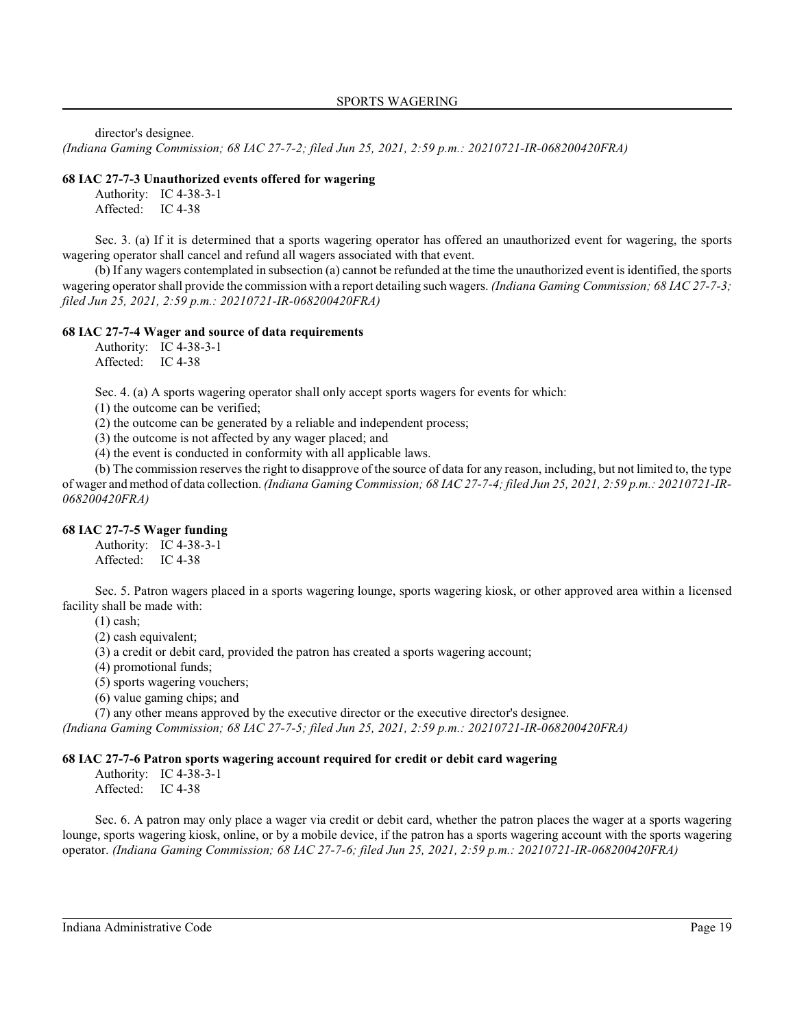director's designee.
*(Indiana Gaming Commission; 68 IAC 27-7-2; filed Jun 25, 2021, 2:59 p.m.: 20210721-IR-068200420FRA)*

**68 IAC 27-7-3 Unauthorized events offered for wagering**

Authority: IC 4-38-3-1
Affected: IC 4-38

Sec. 3. (a) If it is determined that a sports wagering operator has offered an unauthorized event for wagering, the sports wagering operator shall cancel and refund all wagers associated with that event.

(b) If any wagers contemplated in subsection (a) cannot be refunded at the time the unauthorized event is identified, the sports wagering operator shall provide the commission with a report detailing such wagers. *(Indiana Gaming Commission; 68 IAC 27-7-3; filed Jun 25, 2021, 2:59 p.m.: 20210721-IR-068200420FRA)*

**68 IAC 27-7-4 Wager and source of data requirements**

Authority: IC 4-38-3-1
Affected: IC 4-38

Sec. 4. (a) A sports wagering operator shall only accept sports wagers for events for which:

(1) the outcome can be verified;
(2) the outcome can be generated by a reliable and independent process;
(3) the outcome is not affected by any wager placed; and
(4) the event is conducted in conformity with all applicable laws.

(b) The commission reserves the right to disapprove of the source of data for any reason, including, but not limited to, the type of wager and method of data collection. *(Indiana Gaming Commission; 68 IAC 27-7-4; filed Jun 25, 2021, 2:59 p.m.: 20210721-IR-068200420FRA)*

**68 IAC 27-7-5 Wager funding**

Authority: IC 4-38-3-1
Affected: IC 4-38

Sec. 5. Patron wagers placed in a sports wagering lounge, sports wagering kiosk, or other approved area within a licensed facility shall be made with:

(1) cash;
(2) cash equivalent;
(3) a credit or debit card, provided the patron has created a sports wagering account;
(4) promotional funds;
(5) sports wagering vouchers;
(6) value gaming chips; and
(7) any other means approved by the executive director or the executive director's designee.

*(Indiana Gaming Commission; 68 IAC 27-7-5; filed Jun 25, 2021, 2:59 p.m.: 20210721-IR-068200420FRA)*

**68 IAC 27-7-6 Patron sports wagering account required for credit or debit card wagering**

Authority: IC 4-38-3-1
Affected: IC 4-38

Sec. 6. A patron may only place a wager via credit or debit card, whether the patron places the wager at a sports wagering lounge, sports wagering kiosk, online, or by a mobile device, if the patron has a sports wagering account with the sports wagering operator. *(Indiana Gaming Commission; 68 IAC 27-7-6; filed Jun 25, 2021, 2:59 p.m.: 20210721-IR-068200420FRA)*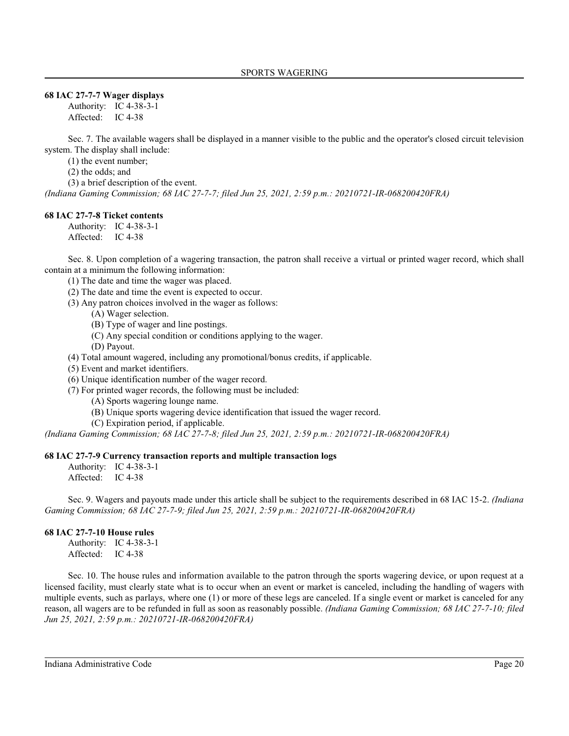### 68 IAC 27-7-7 Wager displays

Authority: IC 4-38-3-1
Affected: IC 4-38

Sec. 7. The available wagers shall be displayed in a manner visible to the public and the operator's closed circuit television system. The display shall include:

(1) the event number;
(2) the odds; and
(3) a brief description of the event.

*(Indiana Gaming Commission; 68 IAC 27-7-7; filed Jun 25, 2021, 2:59 p.m.: 20210721-IR-068200420FRA)*

### 68 IAC 27-7-8 Ticket contents

Authority: IC 4-38-3-1
Affected: IC 4-38

Sec. 8. Upon completion of a wagering transaction, the patron shall receive a virtual or printed wager record, which shall contain at a minimum the following information:

(1) The date and time the wager was placed.
(2) The date and time the event is expected to occur.
(3) Any patron choices involved in the wager as follows:
  (A) Wager selection.
  (B) Type of wager and line postings.
  (C) Any special condition or conditions applying to the wager.
  (D) Payout.
(4) Total amount wagered, including any promotional/bonus credits, if applicable.
(5) Event and market identifiers.
(6) Unique identification number of the wager record.
(7) For printed wager records, the following must be included:
  (A) Sports wagering lounge name.
  (B) Unique sports wagering device identification that issued the wager record.
  (C) Expiration period, if applicable.

*(Indiana Gaming Commission; 68 IAC 27-7-8; filed Jun 25, 2021, 2:59 p.m.: 20210721-IR-068200420FRA)*

### 68 IAC 27-7-9 Currency transaction reports and multiple transaction logs

Authority: IC 4-38-3-1
Affected: IC 4-38

Sec. 9. Wagers and payouts made under this article shall be subject to the requirements described in 68 IAC 15-2. *(Indiana Gaming Commission; 68 IAC 27-7-9; filed Jun 25, 2021, 2:59 p.m.: 20210721-IR-068200420FRA)*

### 68 IAC 27-7-10 House rules

Authority: IC 4-38-3-1
Affected: IC 4-38

Sec. 10. The house rules and information available to the patron through the sports wagering device, or upon request at a licensed facility, must clearly state what is to occur when an event or market is canceled, including the handling of wagers with multiple events, such as parlays, where one (1) or more of these legs are canceled. If a single event or market is canceled for any reason, all wagers are to be refunded in full as soon as reasonably possible. *(Indiana Gaming Commission; 68 IAC 27-7-10; filed Jun 25, 2021, 2:59 p.m.: 20210721-IR-068200420FRA)*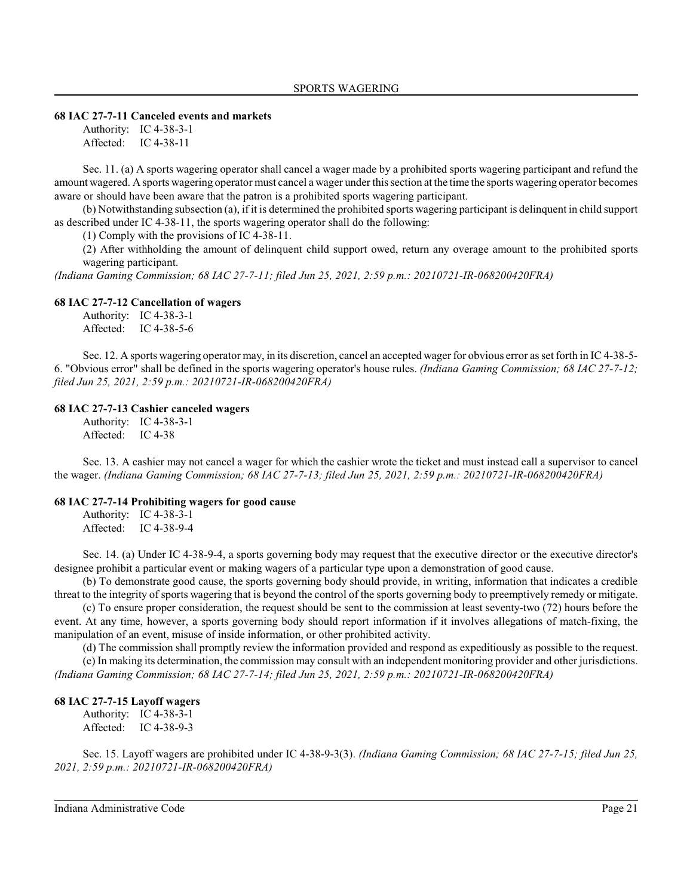### 68 IAC 27-7-11 Canceled events and markets

Authority: IC 4-38-3-1
Affected: IC 4-38-11

Sec. 11. (a) A sports wagering operator shall cancel a wager made by a prohibited sports wagering participant and refund the amount wagered. A sports wagering operator must cancel a wager under this section at the time the sports wagering operator becomes aware or should have been aware that the patron is a prohibited sports wagering participant.

(b) Notwithstanding subsection (a), if it is determined the prohibited sports wagering participant is delinquent in child support as described under IC 4-38-11, the sports wagering operator shall do the following:

(1) Comply with the provisions of IC 4-38-11.

(2) After withholding the amount of delinquent child support owed, return any overage amount to the prohibited sports wagering participant.

*(Indiana Gaming Commission; 68 IAC 27-7-11; filed Jun 25, 2021, 2:59 p.m.: 20210721-IR-068200420FRA)*

### 68 IAC 27-7-12 Cancellation of wagers

Authority: IC 4-38-3-1
Affected: IC 4-38-5-6

Sec. 12. A sports wagering operator may, in its discretion, cancel an accepted wager for obvious error as set forth in IC 4-38-5-6. "Obvious error" shall be defined in the sports wagering operator's house rules. *(Indiana Gaming Commission; 68 IAC 27-7-12; filed Jun 25, 2021, 2:59 p.m.: 20210721-IR-068200420FRA)*

### 68 IAC 27-7-13 Cashier canceled wagers

Authority: IC 4-38-3-1
Affected: IC 4-38

Sec. 13. A cashier may not cancel a wager for which the cashier wrote the ticket and must instead call a supervisor to cancel the wager. *(Indiana Gaming Commission; 68 IAC 27-7-13; filed Jun 25, 2021, 2:59 p.m.: 20210721-IR-068200420FRA)*

### 68 IAC 27-7-14 Prohibiting wagers for good cause

Authority: IC 4-38-3-1
Affected: IC 4-38-9-4

Sec. 14. (a) Under IC 4-38-9-4, a sports governing body may request that the executive director or the executive director's designee prohibit a particular event or making wagers of a particular type upon a demonstration of good cause.

(b) To demonstrate good cause, the sports governing body should provide, in writing, information that indicates a credible threat to the integrity of sports wagering that is beyond the control of the sports governing body to preemptively remedy or mitigate.

(c) To ensure proper consideration, the request should be sent to the commission at least seventy-two (72) hours before the event. At any time, however, a sports governing body should report information if it involves allegations of match-fixing, the manipulation of an event, misuse of inside information, or other prohibited activity.

(d) The commission shall promptly review the information provided and respond as expeditiously as possible to the request.

(e) In making its determination, the commission may consult with an independent monitoring provider and other jurisdictions. *(Indiana Gaming Commission; 68 IAC 27-7-14; filed Jun 25, 2021, 2:59 p.m.: 20210721-IR-068200420FRA)*

### 68 IAC 27-7-15 Layoff wagers

Authority: IC 4-38-3-1
Affected: IC 4-38-9-3

Sec. 15. Layoff wagers are prohibited under IC 4-38-9-3(3). *(Indiana Gaming Commission; 68 IAC 27-7-15; filed Jun 25, 2021, 2:59 p.m.: 20210721-IR-068200420FRA)*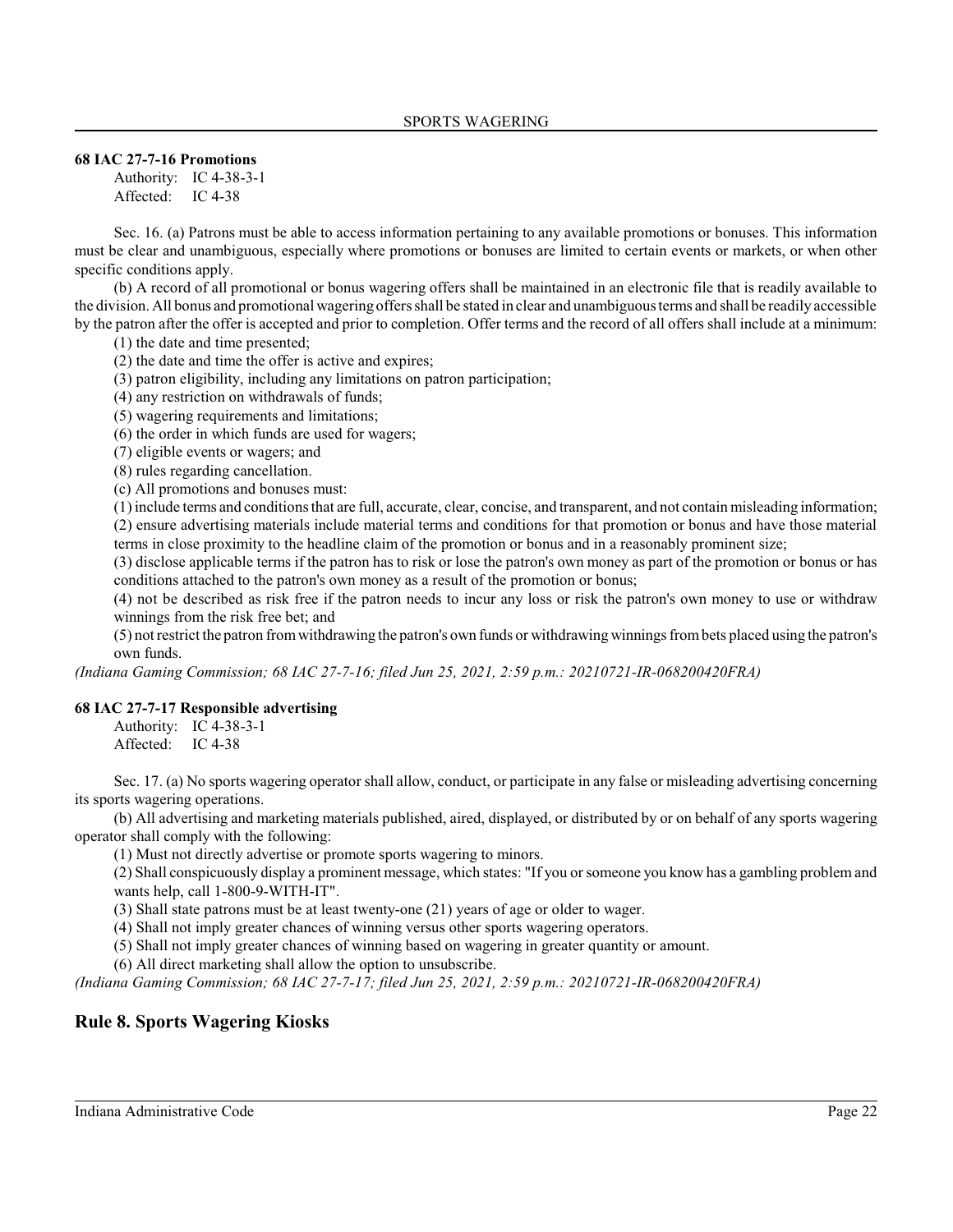**68 IAC 27-7-16 Promotions**

Authority: IC 4-38-3-1
Affected: IC 4-38

Sec. 16. (a) Patrons must be able to access information pertaining to any available promotions or bonuses. This information must be clear and unambiguous, especially where promotions or bonuses are limited to certain events or markets, or when other specific conditions apply.

(b) A record of all promotional or bonus wagering offers shall be maintained in an electronic file that is readily available to the division. All bonus and promotional wagering offers shall be stated in clear and unambiguous terms and shall be readily accessible by the patron after the offer is accepted and prior to completion. Offer terms and the record of all offers shall include at a minimum:

(1) the date and time presented;
(2) the date and time the offer is active and expires;
(3) patron eligibility, including any limitations on patron participation;
(4) any restriction on withdrawals of funds;
(5) wagering requirements and limitations;
(6) the order in which funds are used for wagers;
(7) eligible events or wagers; and
(8) rules regarding cancellation.

(c) All promotions and bonuses must:

(1) include terms and conditions that are full, accurate, clear, concise, and transparent, and not contain misleading information;
(2) ensure advertising materials include material terms and conditions for that promotion or bonus and have those material terms in close proximity to the headline claim of the promotion or bonus and in a reasonably prominent size;
(3) disclose applicable terms if the patron has to risk or lose the patron's own money as part of the promotion or bonus or has conditions attached to the patron's own money as a result of the promotion or bonus;
(4) not be described as risk free if the patron needs to incur any loss or risk the patron's own money to use or withdraw winnings from the risk free bet; and
(5) not restrict the patron from withdrawing the patron's own funds or withdrawing winnings from bets placed using the patron's own funds.

*(Indiana Gaming Commission; 68 IAC 27-7-16; filed Jun 25, 2021, 2:59 p.m.: 20210721-IR-068200420FRA)*

**68 IAC 27-7-17 Responsible advertising**

Authority: IC 4-38-3-1
Affected: IC 4-38

Sec. 17. (a) No sports wagering operator shall allow, conduct, or participate in any false or misleading advertising concerning its sports wagering operations.

(b) All advertising and marketing materials published, aired, displayed, or distributed by or on behalf of any sports wagering operator shall comply with the following:

(1) Must not directly advertise or promote sports wagering to minors.
(2) Shall conspicuously display a prominent message, which states: "If you or someone you know has a gambling problem and wants help, call 1-800-9-WITH-IT".
(3) Shall state patrons must be at least twenty-one (21) years of age or older to wager.
(4) Shall not imply greater chances of winning versus other sports wagering operators.
(5) Shall not imply greater chances of winning based on wagering in greater quantity or amount.
(6) All direct marketing shall allow the option to unsubscribe.

*(Indiana Gaming Commission; 68 IAC 27-7-17; filed Jun 25, 2021, 2:59 p.m.: 20210721-IR-068200420FRA)*

## Rule 8. Sports Wagering Kiosks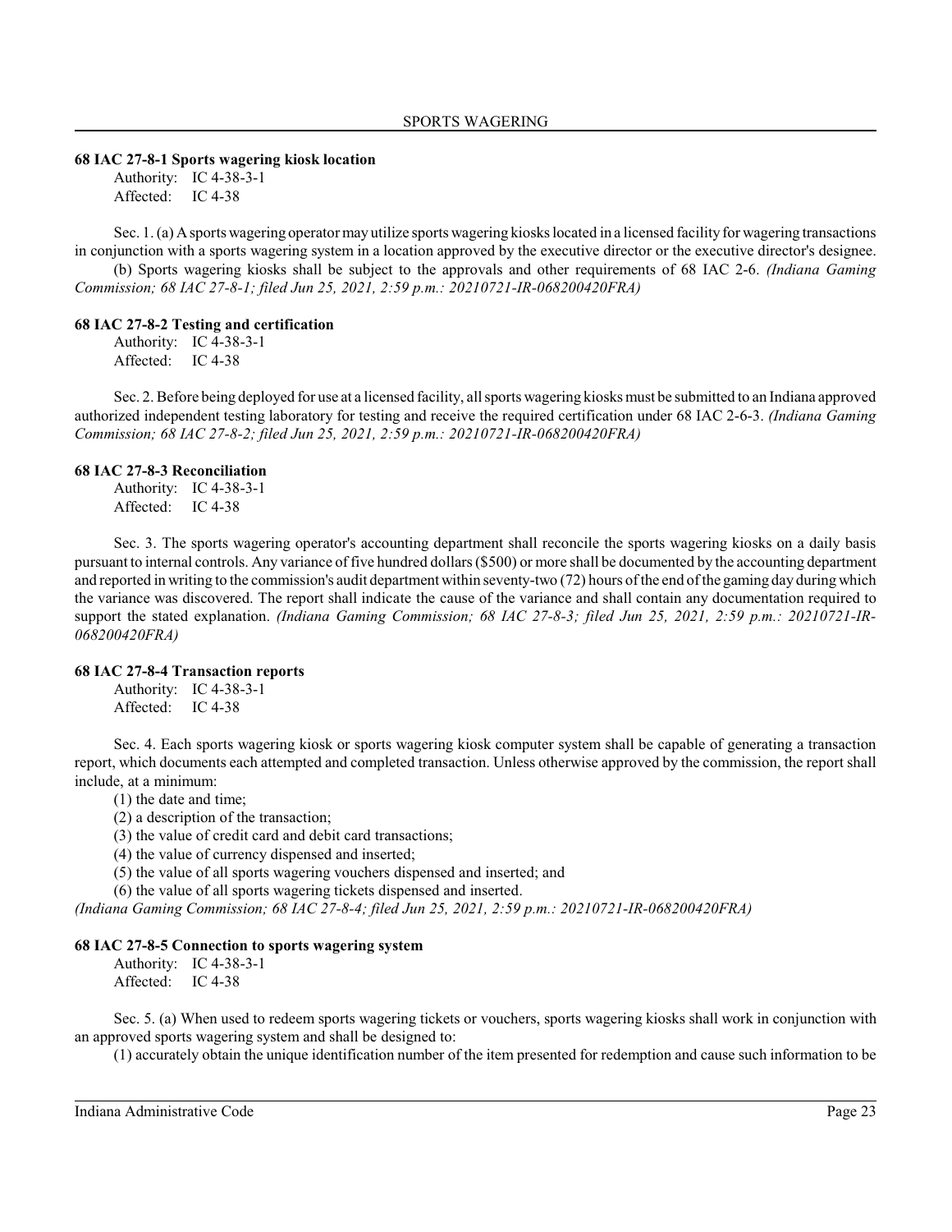### 68 IAC 27-8-1 Sports wagering kiosk location

Authority: IC 4-38-3-1
Affected: IC 4-38

Sec. 1. (a) A sports wagering operator may utilize sports wagering kiosks located in a licensed facility for wagering transactions in conjunction with a sports wagering system in a location approved by the executive director or the executive director's designee.

(b) Sports wagering kiosks shall be subject to the approvals and other requirements of 68 IAC 2-6. *(Indiana Gaming Commission; 68 IAC 27-8-1; filed Jun 25, 2021, 2:59 p.m.: 20210721-IR-068200420FRA)*

### 68 IAC 27-8-2 Testing and certification

Authority: IC 4-38-3-1
Affected: IC 4-38

Sec. 2. Before being deployed for use at a licensed facility, all sports wagering kiosks must be submitted to an Indiana approved authorized independent testing laboratory for testing and receive the required certification under 68 IAC 2-6-3. *(Indiana Gaming Commission; 68 IAC 27-8-2; filed Jun 25, 2021, 2:59 p.m.: 20210721-IR-068200420FRA)*

### 68 IAC 27-8-3 Reconciliation

Authority: IC 4-38-3-1
Affected: IC 4-38

Sec. 3. The sports wagering operator's accounting department shall reconcile the sports wagering kiosks on a daily basis pursuant to internal controls. Any variance of five hundred dollars ($500) or more shall be documented by the accounting department and reported in writing to the commission's audit department within seventy-two (72) hours of the end of the gaming day during which the variance was discovered. The report shall indicate the cause of the variance and shall contain any documentation required to support the stated explanation. *(Indiana Gaming Commission; 68 IAC 27-8-3; filed Jun 25, 2021, 2:59 p.m.: 20210721-IR-068200420FRA)*

### 68 IAC 27-8-4 Transaction reports

Authority: IC 4-38-3-1
Affected: IC 4-38

Sec. 4. Each sports wagering kiosk or sports wagering kiosk computer system shall be capable of generating a transaction report, which documents each attempted and completed transaction. Unless otherwise approved by the commission, the report shall include, at a minimum:

(1) the date and time;
(2) a description of the transaction;
(3) the value of credit card and debit card transactions;
(4) the value of currency dispensed and inserted;
(5) the value of all sports wagering vouchers dispensed and inserted; and
(6) the value of all sports wagering tickets dispensed and inserted.

*(Indiana Gaming Commission; 68 IAC 27-8-4; filed Jun 25, 2021, 2:59 p.m.: 20210721-IR-068200420FRA)*

### 68 IAC 27-8-5 Connection to sports wagering system

Authority: IC 4-38-3-1
Affected: IC 4-38

Sec. 5. (a) When used to redeem sports wagering tickets or vouchers, sports wagering kiosks shall work in conjunction with an approved sports wagering system and shall be designed to:

(1) accurately obtain the unique identification number of the item presented for redemption and cause such information to be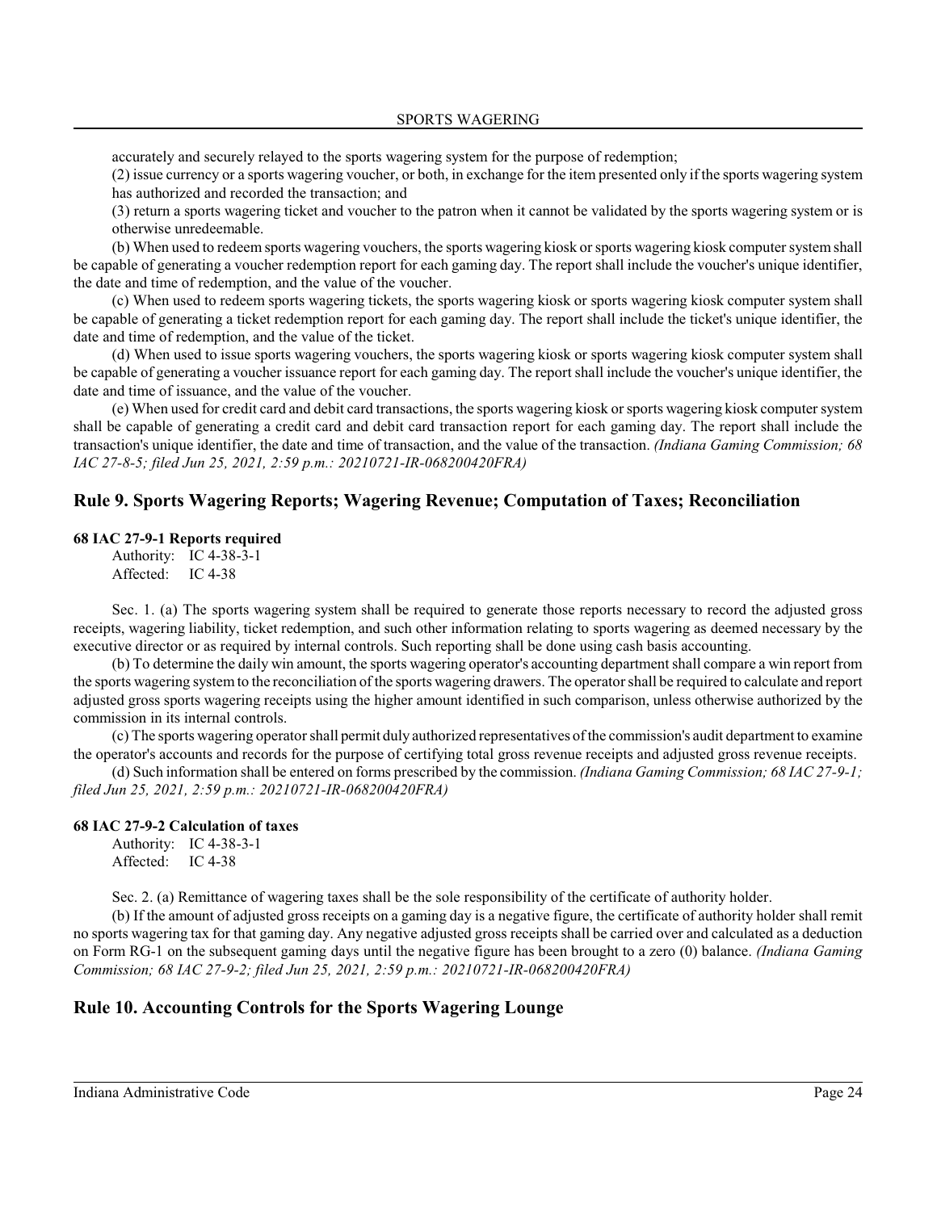accurately and securely relayed to the sports wagering system for the purpose of redemption;

(2) issue currency or a sports wagering voucher, or both, in exchange for the item presented only if the sports wagering system has authorized and recorded the transaction; and

(3) return a sports wagering ticket and voucher to the patron when it cannot be validated by the sports wagering system or is otherwise unredeemable.

(b) When used to redeem sports wagering vouchers, the sports wagering kiosk or sports wagering kiosk computer system shall be capable of generating a voucher redemption report for each gaming day. The report shall include the voucher's unique identifier, the date and time of redemption, and the value of the voucher.

(c) When used to redeem sports wagering tickets, the sports wagering kiosk or sports wagering kiosk computer system shall be capable of generating a ticket redemption report for each gaming day. The report shall include the ticket's unique identifier, the date and time of redemption, and the value of the ticket.

(d) When used to issue sports wagering vouchers, the sports wagering kiosk or sports wagering kiosk computer system shall be capable of generating a voucher issuance report for each gaming day. The report shall include the voucher's unique identifier, the date and time of issuance, and the value of the voucher.

(e) When used for credit card and debit card transactions, the sports wagering kiosk or sports wagering kiosk computer system shall be capable of generating a credit card and debit card transaction report for each gaming day. The report shall include the transaction's unique identifier, the date and time of transaction, and the value of the transaction. *(Indiana Gaming Commission; 68 IAC 27-8-5; filed Jun 25, 2021, 2:59 p.m.: 20210721-IR-068200420FRA)*

## Rule 9. Sports Wagering Reports; Wagering Revenue; Computation of Taxes; Reconciliation

**68 IAC 27-9-1 Reports required**

Authority: IC 4-38-3-1
Affected: IC 4-38

Sec. 1. (a) The sports wagering system shall be required to generate those reports necessary to record the adjusted gross receipts, wagering liability, ticket redemption, and such other information relating to sports wagering as deemed necessary by the executive director or as required by internal controls. Such reporting shall be done using cash basis accounting.

(b) To determine the daily win amount, the sports wagering operator's accounting department shall compare a win report from the sports wagering system to the reconciliation of the sports wagering drawers. The operator shall be required to calculate and report adjusted gross sports wagering receipts using the higher amount identified in such comparison, unless otherwise authorized by the commission in its internal controls.

(c) The sports wagering operator shall permit duly authorized representatives of the commission's audit department to examine the operator's accounts and records for the purpose of certifying total gross revenue receipts and adjusted gross revenue receipts.

(d) Such information shall be entered on forms prescribed by the commission. *(Indiana Gaming Commission; 68 IAC 27-9-1; filed Jun 25, 2021, 2:59 p.m.: 20210721-IR-068200420FRA)*

**68 IAC 27-9-2 Calculation of taxes**

Authority: IC 4-38-3-1
Affected: IC 4-38

Sec. 2. (a) Remittance of wagering taxes shall be the sole responsibility of the certificate of authority holder.

(b) If the amount of adjusted gross receipts on a gaming day is a negative figure, the certificate of authority holder shall remit no sports wagering tax for that gaming day. Any negative adjusted gross receipts shall be carried over and calculated as a deduction on Form RG-1 on the subsequent gaming days until the negative figure has been brought to a zero (0) balance. *(Indiana Gaming Commission; 68 IAC 27-9-2; filed Jun 25, 2021, 2:59 p.m.: 20210721-IR-068200420FRA)*

## Rule 10. Accounting Controls for the Sports Wagering Lounge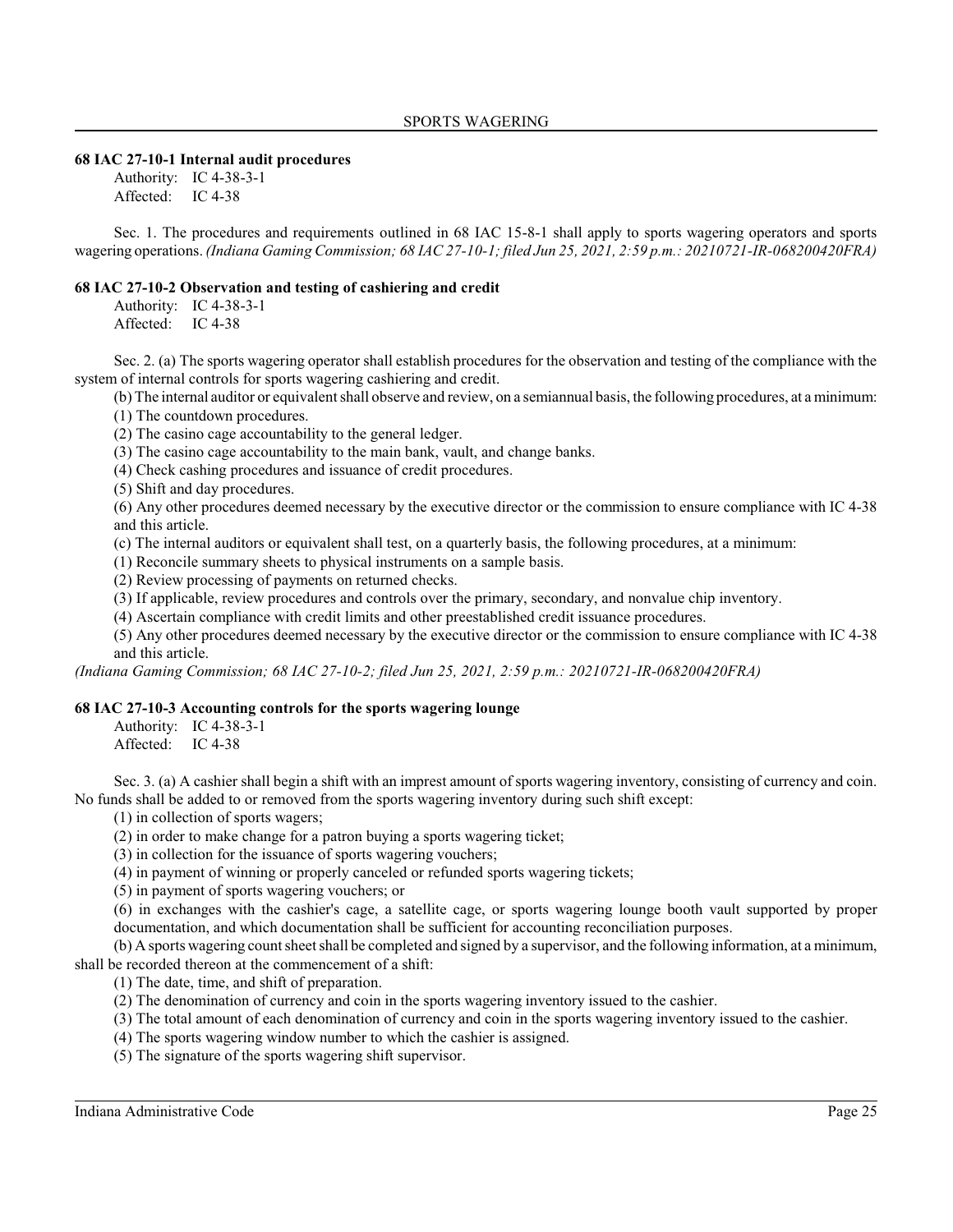### 68 IAC 27-10-1 Internal audit procedures

Authority: IC 4-38-3-1
Affected: IC 4-38

Sec. 1. The procedures and requirements outlined in 68 IAC 15-8-1 shall apply to sports wagering operators and sports wagering operations. *(Indiana Gaming Commission; 68 IAC 27-10-1; filed Jun 25, 2021, 2:59 p.m.: 20210721-IR-068200420FRA)*

### 68 IAC 27-10-2 Observation and testing of cashiering and credit

Authority: IC 4-38-3-1
Affected: IC 4-38

Sec. 2. (a) The sports wagering operator shall establish procedures for the observation and testing of the compliance with the system of internal controls for sports wagering cashiering and credit.

(b) The internal auditor or equivalent shall observe and review, on a semiannual basis, the following procedures, at a minimum:

(1) The countdown procedures.

(2) The casino cage accountability to the general ledger.

(3) The casino cage accountability to the main bank, vault, and change banks.

(4) Check cashing procedures and issuance of credit procedures.

(5) Shift and day procedures.

(6) Any other procedures deemed necessary by the executive director or the commission to ensure compliance with IC 4-38 and this article.

(c) The internal auditors or equivalent shall test, on a quarterly basis, the following procedures, at a minimum:

(1) Reconcile summary sheets to physical instruments on a sample basis.

(2) Review processing of payments on returned checks.

(3) If applicable, review procedures and controls over the primary, secondary, and nonvalue chip inventory.

(4) Ascertain compliance with credit limits and other preestablished credit issuance procedures.

(5) Any other procedures deemed necessary by the executive director or the commission to ensure compliance with IC 4-38 and this article.

*(Indiana Gaming Commission; 68 IAC 27-10-2; filed Jun 25, 2021, 2:59 p.m.: 20210721-IR-068200420FRA)*

### 68 IAC 27-10-3 Accounting controls for the sports wagering lounge

Authority: IC 4-38-3-1
Affected: IC 4-38

Sec. 3. (a) A cashier shall begin a shift with an imprest amount of sports wagering inventory, consisting of currency and coin. No funds shall be added to or removed from the sports wagering inventory during such shift except:

(1) in collection of sports wagers;

(2) in order to make change for a patron buying a sports wagering ticket;

(3) in collection for the issuance of sports wagering vouchers;

(4) in payment of winning or properly canceled or refunded sports wagering tickets;

(5) in payment of sports wagering vouchers; or

(6) in exchanges with the cashier's cage, a satellite cage, or sports wagering lounge booth vault supported by proper documentation, and which documentation shall be sufficient for accounting reconciliation purposes.

(b) A sports wagering count sheet shall be completed and signed by a supervisor, and the following information, at a minimum, shall be recorded thereon at the commencement of a shift:

(1) The date, time, and shift of preparation.

(2) The denomination of currency and coin in the sports wagering inventory issued to the cashier.

(3) The total amount of each denomination of currency and coin in the sports wagering inventory issued to the cashier.

(4) The sports wagering window number to which the cashier is assigned.

(5) The signature of the sports wagering shift supervisor.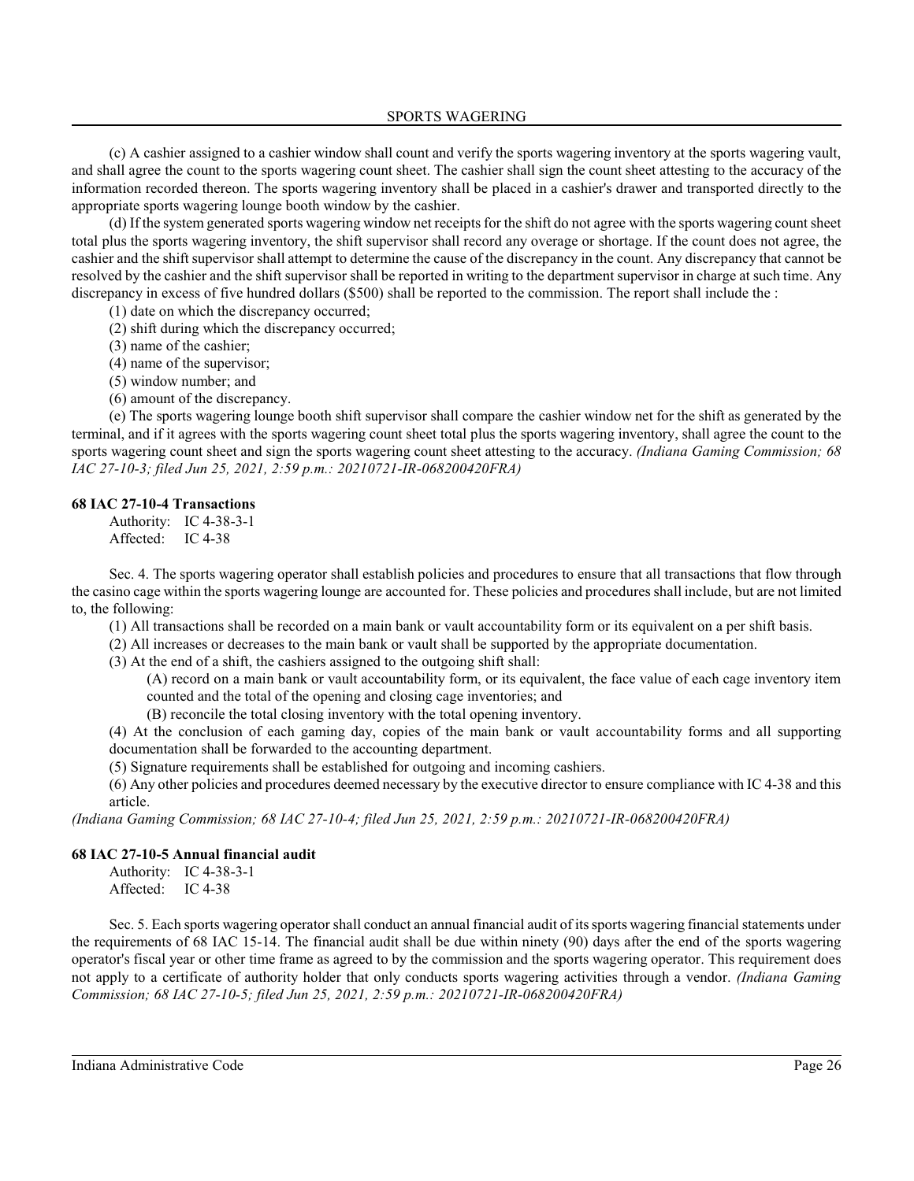(c) A cashier assigned to a cashier window shall count and verify the sports wagering inventory at the sports wagering vault, and shall agree the count to the sports wagering count sheet. The cashier shall sign the count sheet attesting to the accuracy of the information recorded thereon. The sports wagering inventory shall be placed in a cashier's drawer and transported directly to the appropriate sports wagering lounge booth window by the cashier.

(d) If the system generated sports wagering window net receipts for the shift do not agree with the sports wagering count sheet total plus the sports wagering inventory, the shift supervisor shall record any overage or shortage. If the count does not agree, the cashier and the shift supervisor shall attempt to determine the cause of the discrepancy in the count. Any discrepancy that cannot be resolved by the cashier and the shift supervisor shall be reported in writing to the department supervisor in charge at such time. Any discrepancy in excess of five hundred dollars ($500) shall be reported to the commission. The report shall include the :

(1) date on which the discrepancy occurred;
(2) shift during which the discrepancy occurred;
(3) name of the cashier;
(4) name of the supervisor;
(5) window number; and
(6) amount of the discrepancy.

(e) The sports wagering lounge booth shift supervisor shall compare the cashier window net for the shift as generated by the terminal, and if it agrees with the sports wagering count sheet total plus the sports wagering inventory, shall agree the count to the sports wagering count sheet and sign the sports wagering count sheet attesting to the accuracy. *(Indiana Gaming Commission; 68 IAC 27-10-3; filed Jun 25, 2021, 2:59 p.m.: 20210721-IR-068200420FRA)*

**68 IAC 27-10-4 Transactions**

Authority: IC 4-38-3-1
Affected: IC 4-38

Sec. 4. The sports wagering operator shall establish policies and procedures to ensure that all transactions that flow through the casino cage within the sports wagering lounge are accounted for. These policies and procedures shall include, but are not limited to, the following:

(1) All transactions shall be recorded on a main bank or vault accountability form or its equivalent on a per shift basis.
(2) All increases or decreases to the main bank or vault shall be supported by the appropriate documentation.
(3) At the end of a shift, the cashiers assigned to the outgoing shift shall:
  (A) record on a main bank or vault accountability form, or its equivalent, the face value of each cage inventory item counted and the total of the opening and closing cage inventories; and
  (B) reconcile the total closing inventory with the total opening inventory.
(4) At the conclusion of each gaming day, copies of the main bank or vault accountability forms and all supporting documentation shall be forwarded to the accounting department.
(5) Signature requirements shall be established for outgoing and incoming cashiers.
(6) Any other policies and procedures deemed necessary by the executive director to ensure compliance with IC 4-38 and this article.

*(Indiana Gaming Commission; 68 IAC 27-10-4; filed Jun 25, 2021, 2:59 p.m.: 20210721-IR-068200420FRA)*

**68 IAC 27-10-5 Annual financial audit**

Authority: IC 4-38-3-1
Affected: IC 4-38

Sec. 5. Each sports wagering operator shall conduct an annual financial audit of its sports wagering financial statements under the requirements of 68 IAC 15-14. The financial audit shall be due within ninety (90) days after the end of the sports wagering operator's fiscal year or other time frame as agreed to by the commission and the sports wagering operator. This requirement does not apply to a certificate of authority holder that only conducts sports wagering activities through a vendor. *(Indiana Gaming Commission; 68 IAC 27-10-5; filed Jun 25, 2021, 2:59 p.m.: 20210721-IR-068200420FRA)*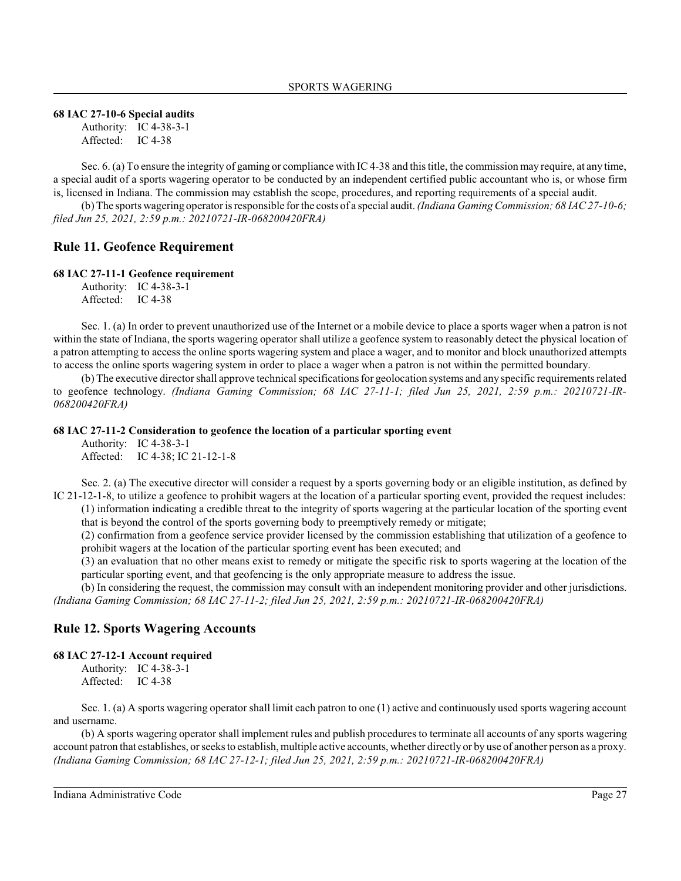#### 68 IAC 27-10-6 Special audits

Authority: IC 4-38-3-1
Affected: IC 4-38

Sec. 6. (a) To ensure the integrity of gaming or compliance with IC 4-38 and this title, the commission may require, at any time, a special audit of a sports wagering operator to be conducted by an independent certified public accountant who is, or whose firm is, licensed in Indiana. The commission may establish the scope, procedures, and reporting requirements of a special audit.

(b) The sports wagering operator is responsible for the costs of a special audit. *(Indiana Gaming Commission; 68 IAC 27-10-6; filed Jun 25, 2021, 2:59 p.m.: 20210721-IR-068200420FRA)*

## Rule 11. Geofence Requirement

#### 68 IAC 27-11-1 Geofence requirement

Authority: IC 4-38-3-1
Affected: IC 4-38

Sec. 1. (a) In order to prevent unauthorized use of the Internet or a mobile device to place a sports wager when a patron is not within the state of Indiana, the sports wagering operator shall utilize a geofence system to reasonably detect the physical location of a patron attempting to access the online sports wagering system and place a wager, and to monitor and block unauthorized attempts to access the online sports wagering system in order to place a wager when a patron is not within the permitted boundary.

(b) The executive director shall approve technical specifications for geolocation systems and any specific requirements related to geofence technology. *(Indiana Gaming Commission; 68 IAC 27-11-1; filed Jun 25, 2021, 2:59 p.m.: 20210721-IR-068200420FRA)*

#### 68 IAC 27-11-2 Consideration to geofence the location of a particular sporting event

Authority: IC 4-38-3-1
Affected: IC 4-38; IC 21-12-1-8

Sec. 2. (a) The executive director will consider a request by a sports governing body or an eligible institution, as defined by IC 21-12-1-8, to utilize a geofence to prohibit wagers at the location of a particular sporting event, provided the request includes:

(1) information indicating a credible threat to the integrity of sports wagering at the particular location of the sporting event that is beyond the control of the sports governing body to preemptively remedy or mitigate;

(2) confirmation from a geofence service provider licensed by the commission establishing that utilization of a geofence to prohibit wagers at the location of the particular sporting event has been executed; and

(3) an evaluation that no other means exist to remedy or mitigate the specific risk to sports wagering at the location of the particular sporting event, and that geofencing is the only appropriate measure to address the issue.

(b) In considering the request, the commission may consult with an independent monitoring provider and other jurisdictions. *(Indiana Gaming Commission; 68 IAC 27-11-2; filed Jun 25, 2021, 2:59 p.m.: 20210721-IR-068200420FRA)*

## Rule 12. Sports Wagering Accounts

#### 68 IAC 27-12-1 Account required

Authority: IC 4-38-3-1
Affected: IC 4-38

Sec. 1. (a) A sports wagering operator shall limit each patron to one (1) active and continuously used sports wagering account and username.

(b) A sports wagering operator shall implement rules and publish procedures to terminate all accounts of any sports wagering account patron that establishes, or seeks to establish, multiple active accounts, whether directly or by use of another person as a proxy. *(Indiana Gaming Commission; 68 IAC 27-12-1; filed Jun 25, 2021, 2:59 p.m.: 20210721-IR-068200420FRA)*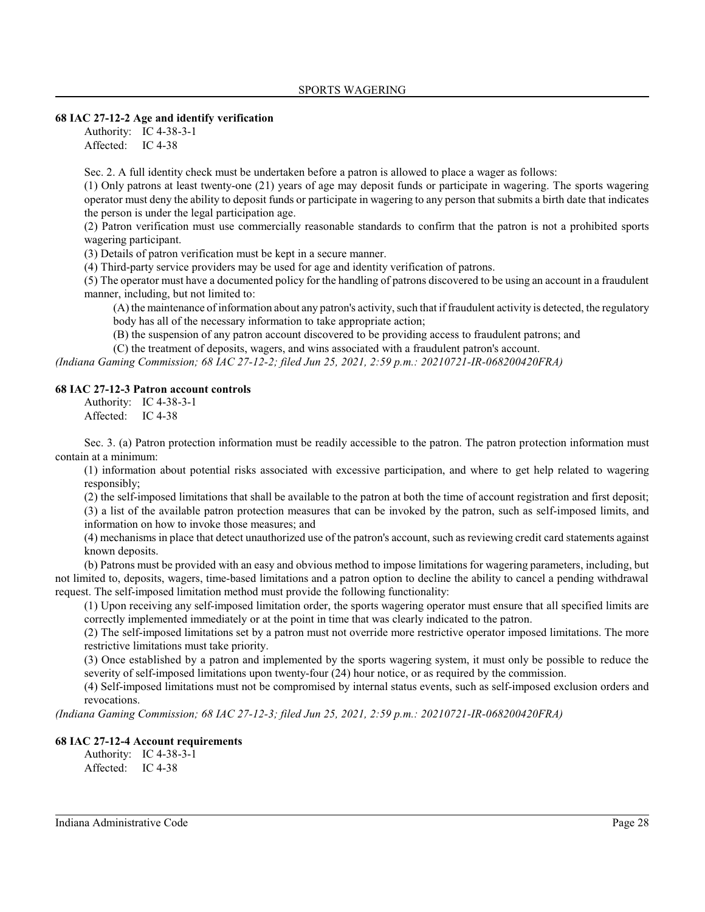### 68 IAC 27-12-2 Age and identify verification

Authority: IC 4-38-3-1
Affected: IC 4-38

Sec. 2. A full identity check must be undertaken before a patron is allowed to place a wager as follows:

(1) Only patrons at least twenty-one (21) years of age may deposit funds or participate in wagering. The sports wagering operator must deny the ability to deposit funds or participate in wagering to any person that submits a birth date that indicates the person is under the legal participation age.

(2) Patron verification must use commercially reasonable standards to confirm that the patron is not a prohibited sports wagering participant.

(3) Details of patron verification must be kept in a secure manner.

(4) Third-party service providers may be used for age and identity verification of patrons.

(5) The operator must have a documented policy for the handling of patrons discovered to be using an account in a fraudulent manner, including, but not limited to:

(A) the maintenance of information about any patron's activity, such that if fraudulent activity is detected, the regulatory body has all of the necessary information to take appropriate action;

(B) the suspension of any patron account discovered to be providing access to fraudulent patrons; and

(C) the treatment of deposits, wagers, and wins associated with a fraudulent patron's account.

*(Indiana Gaming Commission; 68 IAC 27-12-2; filed Jun 25, 2021, 2:59 p.m.: 20210721-IR-068200420FRA)*

### 68 IAC 27-12-3 Patron account controls

Authority: IC 4-38-3-1
Affected: IC 4-38

Sec. 3. (a) Patron protection information must be readily accessible to the patron. The patron protection information must contain at a minimum:

(1) information about potential risks associated with excessive participation, and where to get help related to wagering responsibly;

(2) the self-imposed limitations that shall be available to the patron at both the time of account registration and first deposit;

(3) a list of the available patron protection measures that can be invoked by the patron, such as self-imposed limits, and information on how to invoke those measures; and

(4) mechanisms in place that detect unauthorized use of the patron's account, such as reviewing credit card statements against known deposits.

(b) Patrons must be provided with an easy and obvious method to impose limitations for wagering parameters, including, but not limited to, deposits, wagers, time-based limitations and a patron option to decline the ability to cancel a pending withdrawal request. The self-imposed limitation method must provide the following functionality:

(1) Upon receiving any self-imposed limitation order, the sports wagering operator must ensure that all specified limits are correctly implemented immediately or at the point in time that was clearly indicated to the patron.

(2) The self-imposed limitations set by a patron must not override more restrictive operator imposed limitations. The more restrictive limitations must take priority.

(3) Once established by a patron and implemented by the sports wagering system, it must only be possible to reduce the severity of self-imposed limitations upon twenty-four (24) hour notice, or as required by the commission.

(4) Self-imposed limitations must not be compromised by internal status events, such as self-imposed exclusion orders and revocations.

*(Indiana Gaming Commission; 68 IAC 27-12-3; filed Jun 25, 2021, 2:59 p.m.: 20210721-IR-068200420FRA)*

### 68 IAC 27-12-4 Account requirements

Authority: IC 4-38-3-1
Affected: IC 4-38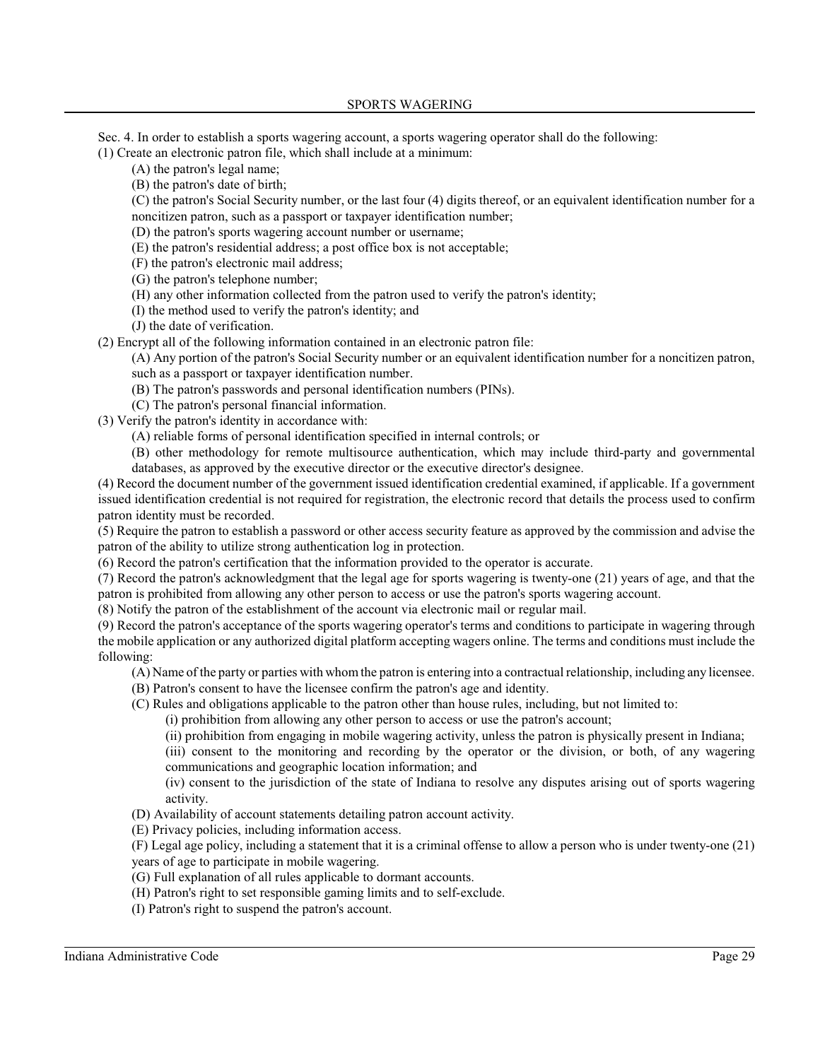Sec. 4. In order to establish a sports wagering account, a sports wagering operator shall do the following:

(1) Create an electronic patron file, which shall include at a minimum:

- (A) the patron's legal name;
- (B) the patron's date of birth;
- (C) the patron's Social Security number, or the last four (4) digits thereof, or an equivalent identification number for a noncitizen patron, such as a passport or taxpayer identification number;
- (D) the patron's sports wagering account number or username;
- (E) the patron's residential address; a post office box is not acceptable;
- (F) the patron's electronic mail address;
- (G) the patron's telephone number;
- (H) any other information collected from the patron used to verify the patron's identity;
- (I) the method used to verify the patron's identity; and
- (J) the date of verification.

(2) Encrypt all of the following information contained in an electronic patron file:

- (A) Any portion of the patron's Social Security number or an equivalent identification number for a noncitizen patron, such as a passport or taxpayer identification number.
- (B) The patron's passwords and personal identification numbers (PINs).
- (C) The patron's personal financial information.

(3) Verify the patron's identity in accordance with:

- (A) reliable forms of personal identification specified in internal controls; or
- (B) other methodology for remote multisource authentication, which may include third-party and governmental databases, as approved by the executive director or the executive director's designee.

(4) Record the document number of the government issued identification credential examined, if applicable. If a government issued identification credential is not required for registration, the electronic record that details the process used to confirm patron identity must be recorded.

(5) Require the patron to establish a password or other access security feature as approved by the commission and advise the patron of the ability to utilize strong authentication log in protection.

(6) Record the patron's certification that the information provided to the operator is accurate.

(7) Record the patron's acknowledgment that the legal age for sports wagering is twenty-one (21) years of age, and that the patron is prohibited from allowing any other person to access or use the patron's sports wagering account.

(8) Notify the patron of the establishment of the account via electronic mail or regular mail.

(9) Record the patron's acceptance of the sports wagering operator's terms and conditions to participate in wagering through the mobile application or any authorized digital platform accepting wagers online. The terms and conditions must include the following:

- (A) Name of the party or parties with whom the patron is entering into a contractual relationship, including any licensee.
- (B) Patron's consent to have the licensee confirm the patron's age and identity.
- (C) Rules and obligations applicable to the patron other than house rules, including, but not limited to:
  - (i) prohibition from allowing any other person to access or use the patron's account;
  - (ii) prohibition from engaging in mobile wagering activity, unless the patron is physically present in Indiana;
  - (iii) consent to the monitoring and recording by the operator or the division, or both, of any wagering communications and geographic location information; and
  - (iv) consent to the jurisdiction of the state of Indiana to resolve any disputes arising out of sports wagering activity.
- (D) Availability of account statements detailing patron account activity.
- (E) Privacy policies, including information access.
- (F) Legal age policy, including a statement that it is a criminal offense to allow a person who is under twenty-one (21) years of age to participate in mobile wagering.
- (G) Full explanation of all rules applicable to dormant accounts.
- (H) Patron's right to set responsible gaming limits and to self-exclude.
- (I) Patron's right to suspend the patron's account.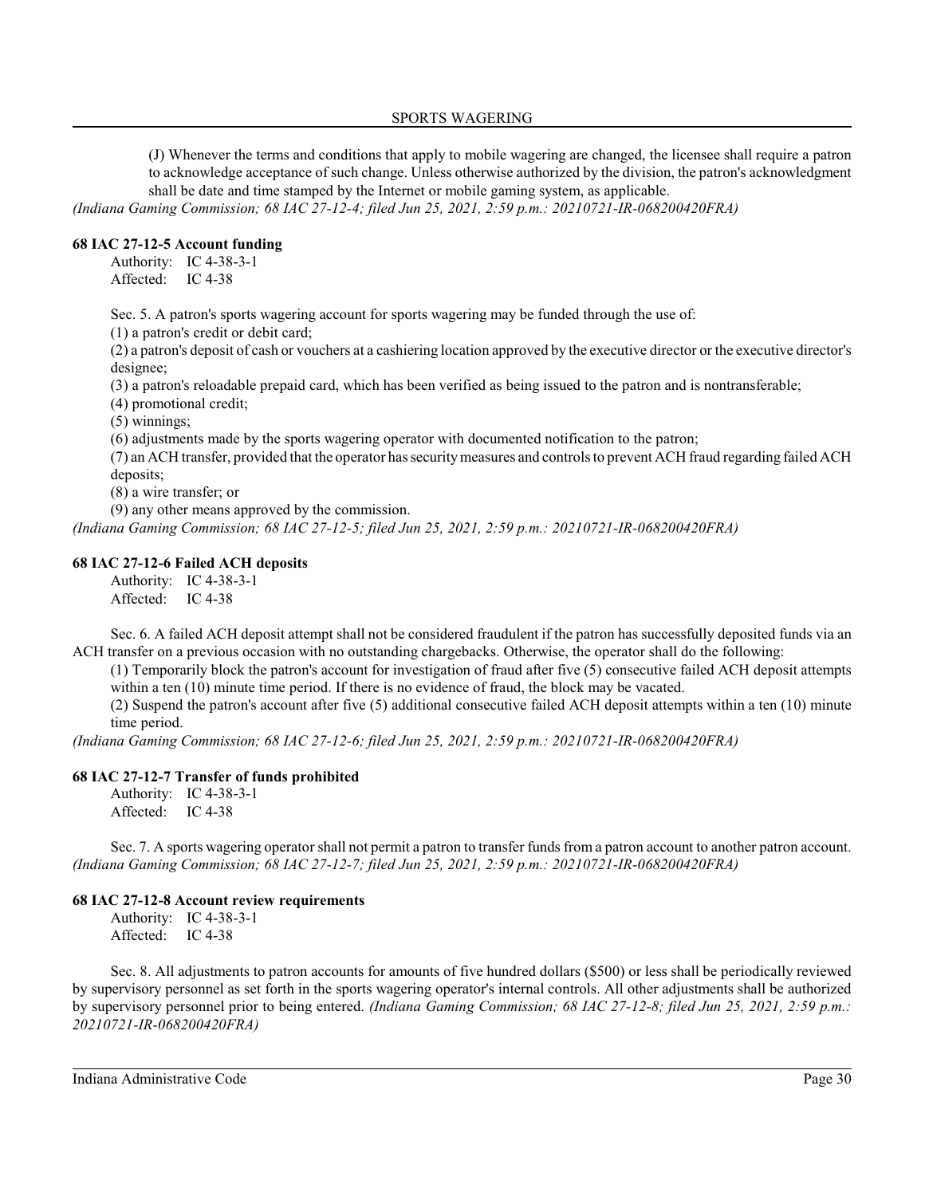(J) Whenever the terms and conditions that apply to mobile wagering are changed, the licensee shall require a patron to acknowledge acceptance of such change. Unless otherwise authorized by the division, the patron's acknowledgment shall be date and time stamped by the Internet or mobile gaming system, as applicable.

*(Indiana Gaming Commission; 68 IAC 27-12-4; filed Jun 25, 2021, 2:59 p.m.: 20210721-IR-068200420FRA)*

**68 IAC 27-12-5 Account funding**

Authority: IC 4-38-3-1
Affected: IC 4-38

Sec. 5. A patron's sports wagering account for sports wagering may be funded through the use of:

(1) a patron's credit or debit card;

(2) a patron's deposit of cash or vouchers at a cashiering location approved by the executive director or the executive director's designee;

(3) a patron's reloadable prepaid card, which has been verified as being issued to the patron and is nontransferable;

(4) promotional credit;

(5) winnings;

(6) adjustments made by the sports wagering operator with documented notification to the patron;

(7) an ACH transfer, provided that the operator has security measures and controls to prevent ACH fraud regarding failed ACH deposits;

(8) a wire transfer; or

(9) any other means approved by the commission.

*(Indiana Gaming Commission; 68 IAC 27-12-5; filed Jun 25, 2021, 2:59 p.m.: 20210721-IR-068200420FRA)*

**68 IAC 27-12-6 Failed ACH deposits**

Authority: IC 4-38-3-1
Affected: IC 4-38

Sec. 6. A failed ACH deposit attempt shall not be considered fraudulent if the patron has successfully deposited funds via an ACH transfer on a previous occasion with no outstanding chargebacks. Otherwise, the operator shall do the following:

(1) Temporarily block the patron's account for investigation of fraud after five (5) consecutive failed ACH deposit attempts within a ten (10) minute time period. If there is no evidence of fraud, the block may be vacated.

(2) Suspend the patron's account after five (5) additional consecutive failed ACH deposit attempts within a ten (10) minute time period.

*(Indiana Gaming Commission; 68 IAC 27-12-6; filed Jun 25, 2021, 2:59 p.m.: 20210721-IR-068200420FRA)*

**68 IAC 27-12-7 Transfer of funds prohibited**

Authority: IC 4-38-3-1
Affected: IC 4-38

Sec. 7. A sports wagering operator shall not permit a patron to transfer funds from a patron account to another patron account. *(Indiana Gaming Commission; 68 IAC 27-12-7; filed Jun 25, 2021, 2:59 p.m.: 20210721-IR-068200420FRA)*

**68 IAC 27-12-8 Account review requirements**

Authority: IC 4-38-3-1
Affected: IC 4-38

Sec. 8. All adjustments to patron accounts for amounts of five hundred dollars ($500) or less shall be periodically reviewed by supervisory personnel as set forth in the sports wagering operator's internal controls. All other adjustments shall be authorized by supervisory personnel prior to being entered. *(Indiana Gaming Commission; 68 IAC 27-12-8; filed Jun 25, 2021, 2:59 p.m.: 20210721-IR-068200420FRA)*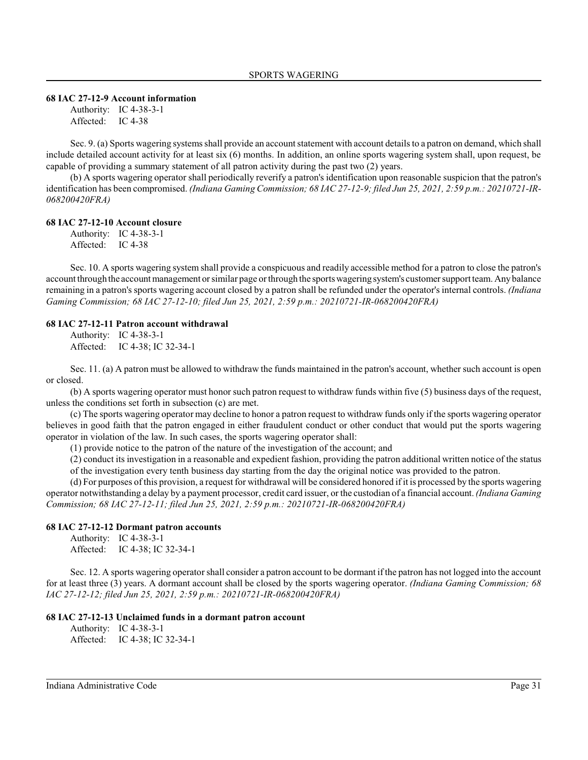### 68 IAC 27-12-9 Account information

Authority: IC 4-38-3-1
Affected: IC 4-38

Sec. 9. (a) Sports wagering systems shall provide an account statement with account details to a patron on demand, which shall include detailed account activity for at least six (6) months. In addition, an online sports wagering system shall, upon request, be capable of providing a summary statement of all patron activity during the past two (2) years.

(b) A sports wagering operator shall periodically reverify a patron's identification upon reasonable suspicion that the patron's identification has been compromised. *(Indiana Gaming Commission; 68 IAC 27-12-9; filed Jun 25, 2021, 2:59 p.m.: 20210721-IR-068200420FRA)*

### 68 IAC 27-12-10 Account closure

Authority: IC 4-38-3-1
Affected: IC 4-38

Sec. 10. A sports wagering system shall provide a conspicuous and readily accessible method for a patron to close the patron's account through the account management or similar page or through the sports wagering system's customer support team. Any balance remaining in a patron's sports wagering account closed by a patron shall be refunded under the operator's internal controls. *(Indiana Gaming Commission; 68 IAC 27-12-10; filed Jun 25, 2021, 2:59 p.m.: 20210721-IR-068200420FRA)*

### 68 IAC 27-12-11 Patron account withdrawal

Authority: IC 4-38-3-1
Affected: IC 4-38; IC 32-34-1

Sec. 11. (a) A patron must be allowed to withdraw the funds maintained in the patron's account, whether such account is open or closed.

(b) A sports wagering operator must honor such patron request to withdraw funds within five (5) business days of the request, unless the conditions set forth in subsection (c) are met.

(c) The sports wagering operator may decline to honor a patron request to withdraw funds only if the sports wagering operator believes in good faith that the patron engaged in either fraudulent conduct or other conduct that would put the sports wagering operator in violation of the law. In such cases, the sports wagering operator shall:

(1) provide notice to the patron of the nature of the investigation of the account; and

(2) conduct its investigation in a reasonable and expedient fashion, providing the patron additional written notice of the status of the investigation every tenth business day starting from the day the original notice was provided to the patron.

(d) For purposes of this provision, a request for withdrawal will be considered honored if it is processed by the sports wagering operator notwithstanding a delay by a payment processor, credit card issuer, or the custodian of a financial account. *(Indiana Gaming Commission; 68 IAC 27-12-11; filed Jun 25, 2021, 2:59 p.m.: 20210721-IR-068200420FRA)*

### 68 IAC 27-12-12 Dormant patron accounts

Authority: IC 4-38-3-1
Affected: IC 4-38; IC 32-34-1

Sec. 12. A sports wagering operator shall consider a patron account to be dormant if the patron has not logged into the account for at least three (3) years. A dormant account shall be closed by the sports wagering operator. *(Indiana Gaming Commission; 68 IAC 27-12-12; filed Jun 25, 2021, 2:59 p.m.: 20210721-IR-068200420FRA)*

### 68 IAC 27-12-13 Unclaimed funds in a dormant patron account

Authority: IC 4-38-3-1
Affected: IC 4-38; IC 32-34-1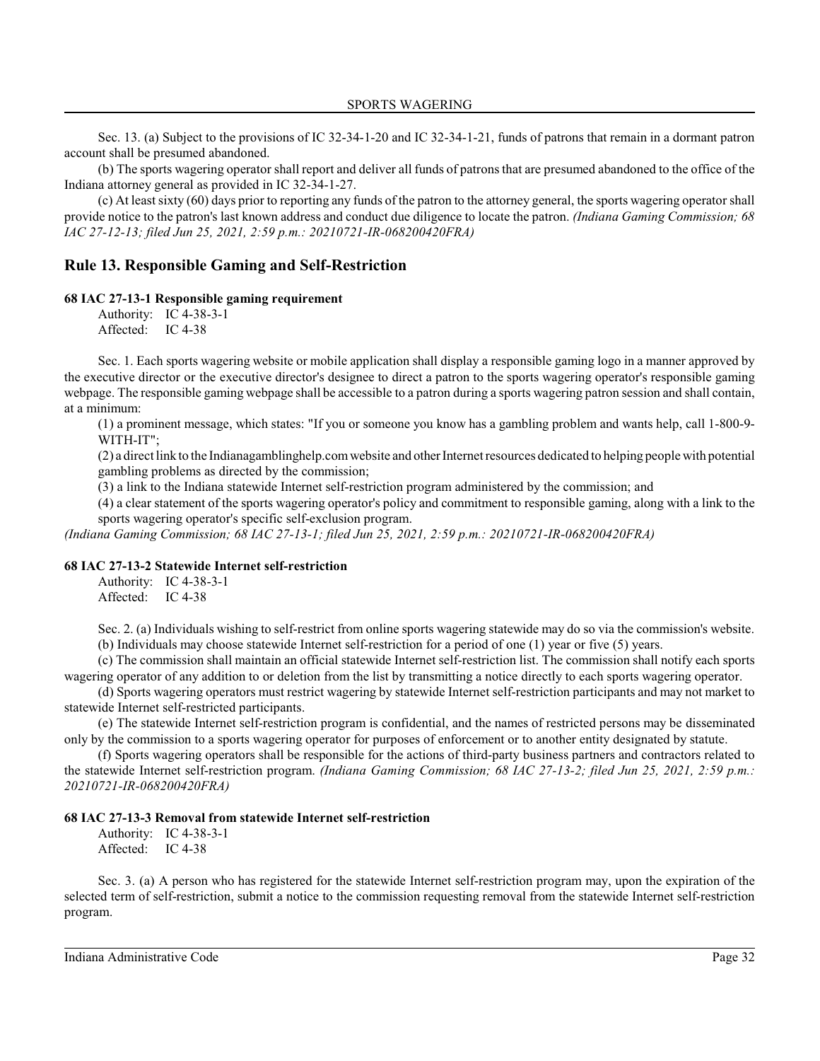Sec. 13. (a) Subject to the provisions of IC 32-34-1-20 and IC 32-34-1-21, funds of patrons that remain in a dormant patron account shall be presumed abandoned.

(b) The sports wagering operator shall report and deliver all funds of patrons that are presumed abandoned to the office of the Indiana attorney general as provided in IC 32-34-1-27.

(c) At least sixty (60) days prior to reporting any funds of the patron to the attorney general, the sports wagering operator shall provide notice to the patron's last known address and conduct due diligence to locate the patron. *(Indiana Gaming Commission; 68 IAC 27-12-13; filed Jun 25, 2021, 2:59 p.m.: 20210721-IR-068200420FRA)*

## Rule 13. Responsible Gaming and Self-Restriction

### 68 IAC 27-13-1 Responsible gaming requirement

Authority: IC 4-38-3-1
Affected: IC 4-38

Sec. 1. Each sports wagering website or mobile application shall display a responsible gaming logo in a manner approved by the executive director or the executive director's designee to direct a patron to the sports wagering operator's responsible gaming webpage. The responsible gaming webpage shall be accessible to a patron during a sports wagering patron session and shall contain, at a minimum:

(1) a prominent message, which states: "If you or someone you know has a gambling problem and wants help, call 1-800-9-WITH-IT";
(2) a direct link to the Indianagamblinghelp.com website and other Internet resources dedicated to helping people with potential gambling problems as directed by the commission;
(3) a link to the Indiana statewide Internet self-restriction program administered by the commission; and
(4) a clear statement of the sports wagering operator's policy and commitment to responsible gaming, along with a link to the sports wagering operator's specific self-exclusion program.

*(Indiana Gaming Commission; 68 IAC 27-13-1; filed Jun 25, 2021, 2:59 p.m.: 20210721-IR-068200420FRA)*

### 68 IAC 27-13-2 Statewide Internet self-restriction

Authority: IC 4-38-3-1
Affected: IC 4-38

Sec. 2. (a) Individuals wishing to self-restrict from online sports wagering statewide may do so via the commission's website.

(b) Individuals may choose statewide Internet self-restriction for a period of one (1) year or five (5) years.

(c) The commission shall maintain an official statewide Internet self-restriction list. The commission shall notify each sports wagering operator of any addition to or deletion from the list by transmitting a notice directly to each sports wagering operator.

(d) Sports wagering operators must restrict wagering by statewide Internet self-restriction participants and may not market to statewide Internet self-restricted participants.

(e) The statewide Internet self-restriction program is confidential, and the names of restricted persons may be disseminated only by the commission to a sports wagering operator for purposes of enforcement or to another entity designated by statute.

(f) Sports wagering operators shall be responsible for the actions of third-party business partners and contractors related to the statewide Internet self-restriction program. *(Indiana Gaming Commission; 68 IAC 27-13-2; filed Jun 25, 2021, 2:59 p.m.: 20210721-IR-068200420FRA)*

### 68 IAC 27-13-3 Removal from statewide Internet self-restriction

Authority: IC 4-38-3-1
Affected: IC 4-38

Sec. 3. (a) A person who has registered for the statewide Internet self-restriction program may, upon the expiration of the selected term of self-restriction, submit a notice to the commission requesting removal from the statewide Internet self-restriction program.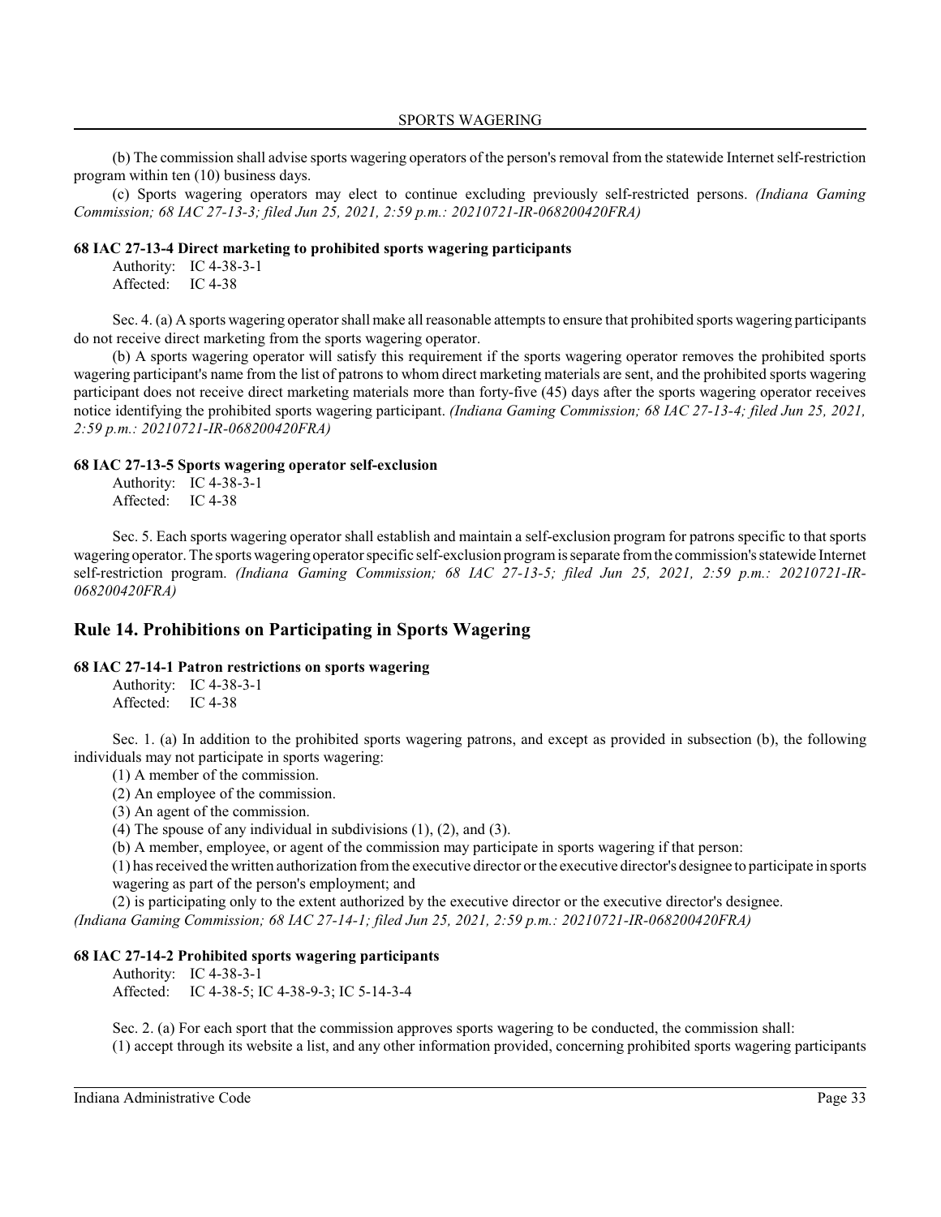(b) The commission shall advise sports wagering operators of the person's removal from the statewide Internet self-restriction program within ten (10) business days.

(c) Sports wagering operators may elect to continue excluding previously self-restricted persons. *(Indiana Gaming Commission; 68 IAC 27-13-3; filed Jun 25, 2021, 2:59 p.m.: 20210721-IR-068200420FRA)*

**68 IAC 27-13-4 Direct marketing to prohibited sports wagering participants**

Authority: IC 4-38-3-1
Affected: IC 4-38

Sec. 4. (a) A sports wagering operator shall make all reasonable attempts to ensure that prohibited sports wagering participants do not receive direct marketing from the sports wagering operator.

(b) A sports wagering operator will satisfy this requirement if the sports wagering operator removes the prohibited sports wagering participant's name from the list of patrons to whom direct marketing materials are sent, and the prohibited sports wagering participant does not receive direct marketing materials more than forty-five (45) days after the sports wagering operator receives notice identifying the prohibited sports wagering participant. *(Indiana Gaming Commission; 68 IAC 27-13-4; filed Jun 25, 2021, 2:59 p.m.: 20210721-IR-068200420FRA)*

**68 IAC 27-13-5 Sports wagering operator self-exclusion**

Authority: IC 4-38-3-1
Affected: IC 4-38

Sec. 5. Each sports wagering operator shall establish and maintain a self-exclusion program for patrons specific to that sports wagering operator. The sports wagering operator specific self-exclusion program is separate from the commission's statewide Internet self-restriction program. *(Indiana Gaming Commission; 68 IAC 27-13-5; filed Jun 25, 2021, 2:59 p.m.: 20210721-IR-068200420FRA)*

## Rule 14. Prohibitions on Participating in Sports Wagering

**68 IAC 27-14-1 Patron restrictions on sports wagering**

Authority: IC 4-38-3-1
Affected: IC 4-38

Sec. 1. (a) In addition to the prohibited sports wagering patrons, and except as provided in subsection (b), the following individuals may not participate in sports wagering:

(1) A member of the commission.
(2) An employee of the commission.
(3) An agent of the commission.
(4) The spouse of any individual in subdivisions (1), (2), and (3).

(b) A member, employee, or agent of the commission may participate in sports wagering if that person:

(1) has received the written authorization from the executive director or the executive director's designee to participate in sports wagering as part of the person's employment; and
(2) is participating only to the extent authorized by the executive director or the executive director's designee.

*(Indiana Gaming Commission; 68 IAC 27-14-1; filed Jun 25, 2021, 2:59 p.m.: 20210721-IR-068200420FRA)*

**68 IAC 27-14-2 Prohibited sports wagering participants**

Authority: IC 4-38-3-1
Affected: IC 4-38-5; IC 4-38-9-3; IC 5-14-3-4

Sec. 2. (a) For each sport that the commission approves sports wagering to be conducted, the commission shall:

(1) accept through its website a list, and any other information provided, concerning prohibited sports wagering participants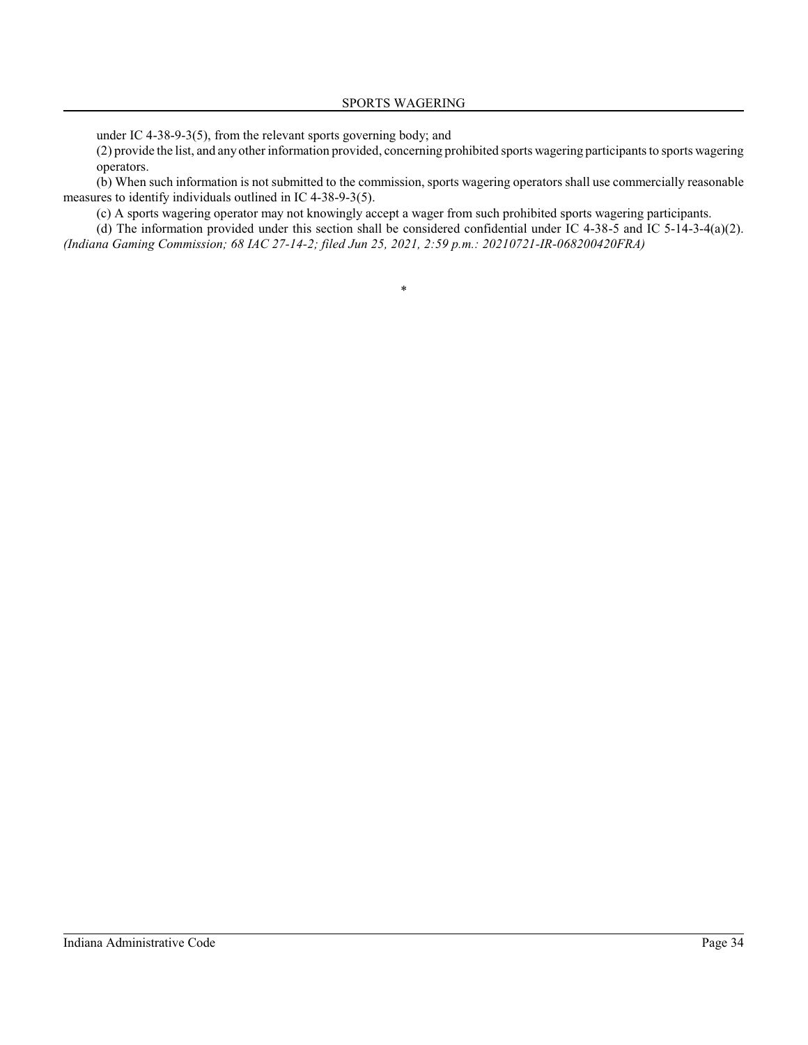under IC 4-38-9-3(5), from the relevant sports governing body; and

(2) provide the list, and any other information provided, concerning prohibited sports wagering participants to sports wagering operators.

(b) When such information is not submitted to the commission, sports wagering operators shall use commercially reasonable measures to identify individuals outlined in IC 4-38-9-3(5).

(c) A sports wagering operator may not knowingly accept a wager from such prohibited sports wagering participants.

(d) The information provided under this section shall be considered confidential under IC 4-38-5 and IC 5-14-3-4(a)(2). *(Indiana Gaming Commission; 68 IAC 27-14-2; filed Jun 25, 2021, 2:59 p.m.: 20210721-IR-068200420FRA)*

*